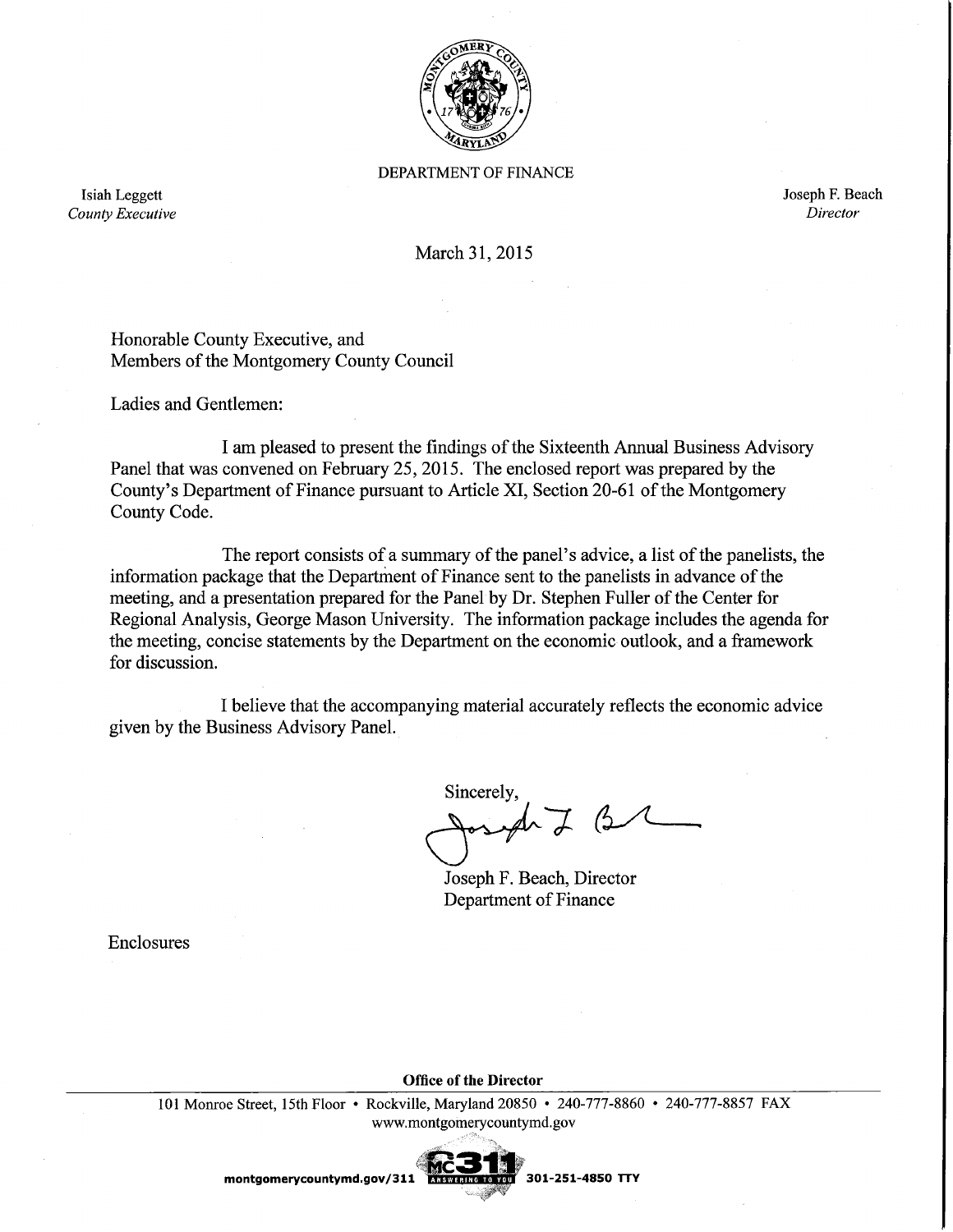DEPARTMENT OF FINANCE

Isiah Leggett
*County Executive*

Joseph F. Beach
*Director*

March 31, 2015

Honorable County Executive, and
Members of the Montgomery County Council

Ladies and Gentlemen:

I am pleased to present the findings of the Sixteenth Annual Business Advisory Panel that was convened on February 25, 2015. The enclosed report was prepared by the County's Department of Finance pursuant to Article XI, Section 20-61 of the Montgomery County Code.

The report consists of a summary of the panel's advice, a list of the panelists, the information package that the Department of Finance sent to the panelists in advance of the meeting, and a presentation prepared for the Panel by Dr. Stephen Fuller of the Center for Regional Analysis, George Mason University. The information package includes the agenda for the meeting, concise statements by the Department on the economic outlook, and a framework for discussion.

I believe that the accompanying material accurately reflects the economic advice given by the Business Advisory Panel.

Sincerely,

Joseph F. Beach, Director
Department of Finance

Enclosures

**Office of the Director**

101 Monroe Street, 15th Floor • Rockville, Maryland 20850 • 240-777-8860 • 240-777-8857 FAX
www.montgomerycountymd.gov

montgomerycountymd.gov/311 MC311 ANSWERING TO YOU 301-251-4850 TTY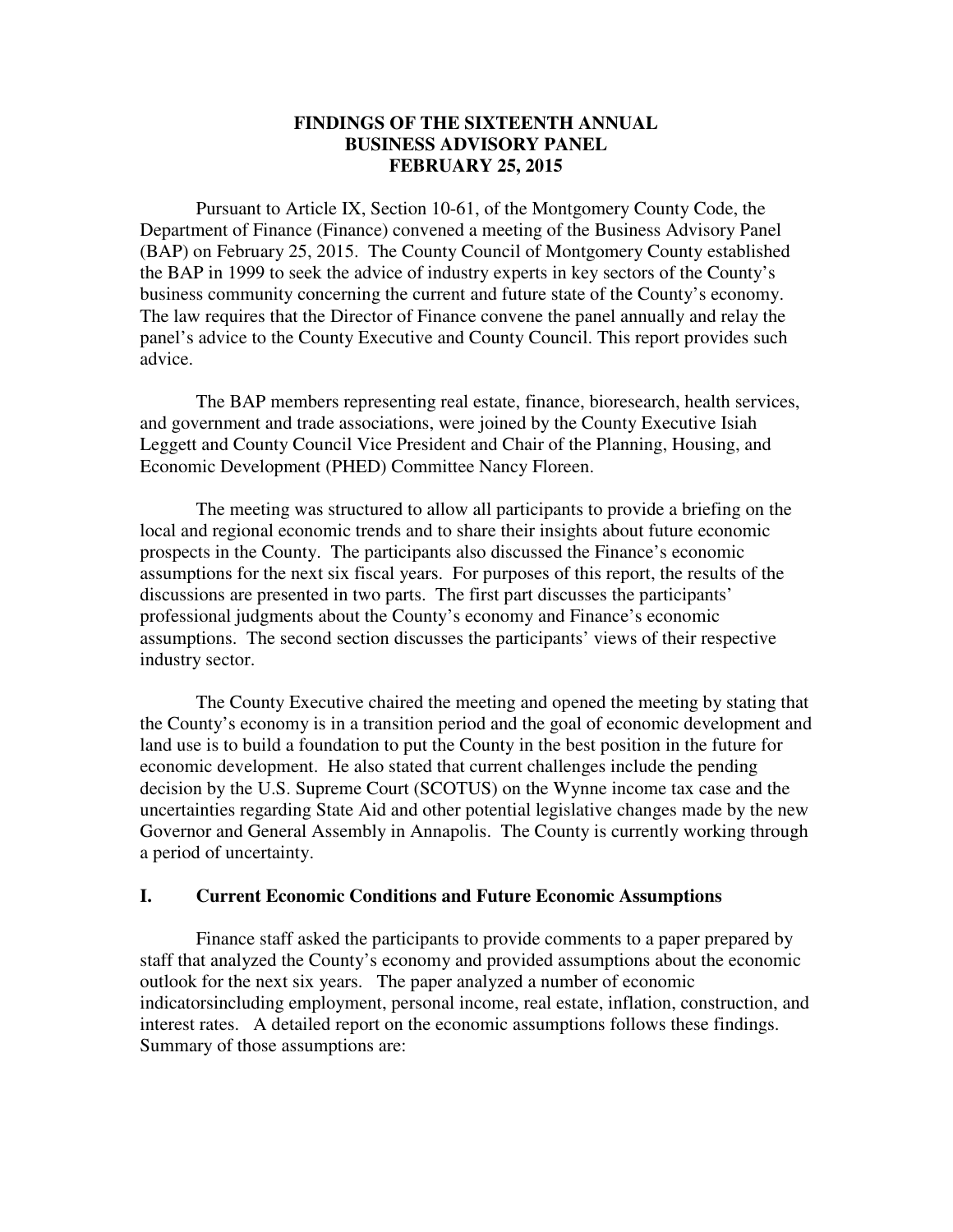# FINDINGS OF THE SIXTEENTH ANNUAL BUSINESS ADVISORY PANEL FEBRUARY 25, 2015

Pursuant to Article IX, Section 10-61, of the Montgomery County Code, the Department of Finance (Finance) convened a meeting of the Business Advisory Panel (BAP) on February 25, 2015. The County Council of Montgomery County established the BAP in 1999 to seek the advice of industry experts in key sectors of the County's business community concerning the current and future state of the County's economy. The law requires that the Director of Finance convene the panel annually and relay the panel's advice to the County Executive and County Council. This report provides such advice.

The BAP members representing real estate, finance, bioresearch, health services, and government and trade associations, were joined by the County Executive Isiah Leggett and County Council Vice President and Chair of the Planning, Housing, and Economic Development (PHED) Committee Nancy Floreen.

The meeting was structured to allow all participants to provide a briefing on the local and regional economic trends and to share their insights about future economic prospects in the County. The participants also discussed the Finance's economic assumptions for the next six fiscal years. For purposes of this report, the results of the discussions are presented in two parts. The first part discusses the participants' professional judgments about the County's economy and Finance's economic assumptions. The second section discusses the participants' views of their respective industry sector.

The County Executive chaired the meeting and opened the meeting by stating that the County's economy is in a transition period and the goal of economic development and land use is to build a foundation to put the County in the best position in the future for economic development. He also stated that current challenges include the pending decision by the U.S. Supreme Court (SCOTUS) on the Wynne income tax case and the uncertainties regarding State Aid and other potential legislative changes made by the new Governor and General Assembly in Annapolis. The County is currently working through a period of uncertainty.

## I. Current Economic Conditions and Future Economic Assumptions

Finance staff asked the participants to provide comments to a paper prepared by staff that analyzed the County's economy and provided assumptions about the economic outlook for the next six years. The paper analyzed a number of economic indicatorsincluding employment, personal income, real estate, inflation, construction, and interest rates. A detailed report on the economic assumptions follows these findings. Summary of those assumptions are: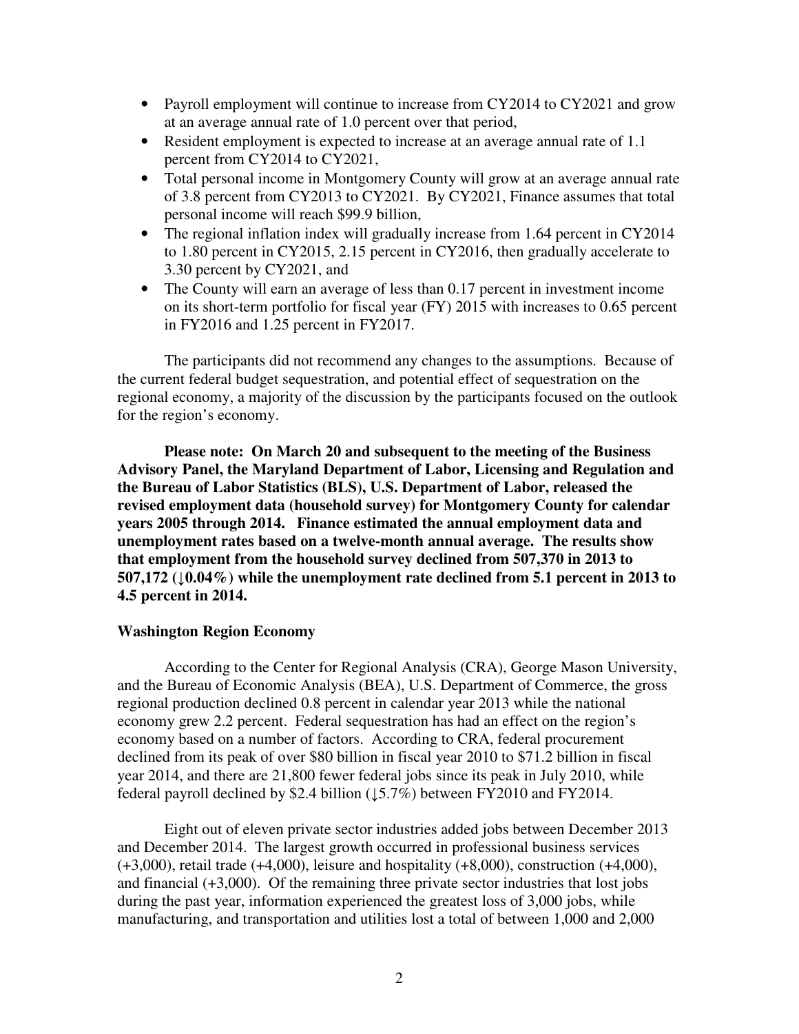- Payroll employment will continue to increase from CY2014 to CY2021 and grow at an average annual rate of 1.0 percent over that period,
- Resident employment is expected to increase at an average annual rate of 1.1 percent from CY2014 to CY2021,
- Total personal income in Montgomery County will grow at an average annual rate of 3.8 percent from CY2013 to CY2021. By CY2021, Finance assumes that total personal income will reach $99.9 billion,
- The regional inflation index will gradually increase from 1.64 percent in CY2014 to 1.80 percent in CY2015, 2.15 percent in CY2016, then gradually accelerate to 3.30 percent by CY2021, and
- The County will earn an average of less than 0.17 percent in investment income on its short-term portfolio for fiscal year (FY) 2015 with increases to 0.65 percent in FY2016 and 1.25 percent in FY2017.

The participants did not recommend any changes to the assumptions. Because of the current federal budget sequestration, and potential effect of sequestration on the regional economy, a majority of the discussion by the participants focused on the outlook for the region's economy.

**Please note: On March 20 and subsequent to the meeting of the Business Advisory Panel, the Maryland Department of Labor, Licensing and Regulation and the Bureau of Labor Statistics (BLS), U.S. Department of Labor, released the revised employment data (household survey) for Montgomery County for calendar years 2005 through 2014. Finance estimated the annual employment data and unemployment rates based on a twelve-month annual average. The results show that employment from the household survey declined from 507,370 in 2013 to 507,172 (↓0.04%) while the unemployment rate declined from 5.1 percent in 2013 to 4.5 percent in 2014.**

**Washington Region Economy**

According to the Center for Regional Analysis (CRA), George Mason University, and the Bureau of Economic Analysis (BEA), U.S. Department of Commerce, the gross regional production declined 0.8 percent in calendar year 2013 while the national economy grew 2.2 percent. Federal sequestration has had an effect on the region's economy based on a number of factors. According to CRA, federal procurement declined from its peak of over $80 billion in fiscal year 2010 to $71.2 billion in fiscal year 2014, and there are 21,800 fewer federal jobs since its peak in July 2010, while federal payroll declined by $2.4 billion (↓5.7%) between FY2010 and FY2014.

Eight out of eleven private sector industries added jobs between December 2013 and December 2014. The largest growth occurred in professional business services (+3,000), retail trade (+4,000), leisure and hospitality (+8,000), construction (+4,000), and financial (+3,000). Of the remaining three private sector industries that lost jobs during the past year, information experienced the greatest loss of 3,000 jobs, while manufacturing, and transportation and utilities lost a total of between 1,000 and 2,000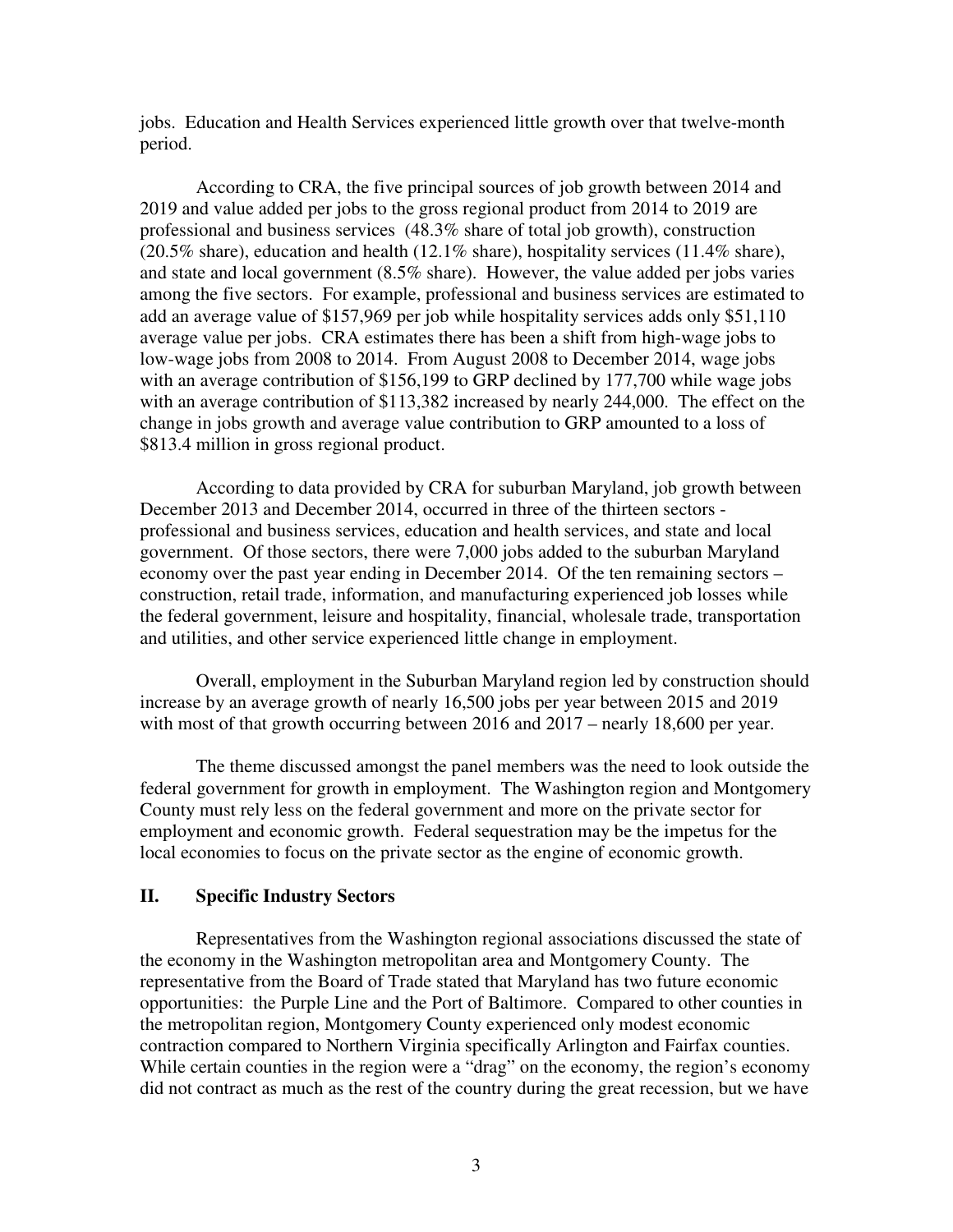jobs. Education and Health Services experienced little growth over that twelve-month period.

According to CRA, the five principal sources of job growth between 2014 and 2019 and value added per jobs to the gross regional product from 2014 to 2019 are professional and business services (48.3% share of total job growth), construction (20.5% share), education and health (12.1% share), hospitality services (11.4% share), and state and local government (8.5% share). However, the value added per jobs varies among the five sectors. For example, professional and business services are estimated to add an average value of $157,969 per job while hospitality services adds only $51,110 average value per jobs. CRA estimates there has been a shift from high-wage jobs to low-wage jobs from 2008 to 2014. From August 2008 to December 2014, wage jobs with an average contribution of $156,199 to GRP declined by 177,700 while wage jobs with an average contribution of $113,382 increased by nearly 244,000. The effect on the change in jobs growth and average value contribution to GRP amounted to a loss of $813.4 million in gross regional product.

According to data provided by CRA for suburban Maryland, job growth between December 2013 and December 2014, occurred in three of the thirteen sectors - professional and business services, education and health services, and state and local government. Of those sectors, there were 7,000 jobs added to the suburban Maryland economy over the past year ending in December 2014. Of the ten remaining sectors – construction, retail trade, information, and manufacturing experienced job losses while the federal government, leisure and hospitality, financial, wholesale trade, transportation and utilities, and other service experienced little change in employment.

Overall, employment in the Suburban Maryland region led by construction should increase by an average growth of nearly 16,500 jobs per year between 2015 and 2019 with most of that growth occurring between 2016 and 2017 – nearly 18,600 per year.

The theme discussed amongst the panel members was the need to look outside the federal government for growth in employment. The Washington region and Montgomery County must rely less on the federal government and more on the private sector for employment and economic growth. Federal sequestration may be the impetus for the local economies to focus on the private sector as the engine of economic growth.

## II. Specific Industry Sectors

Representatives from the Washington regional associations discussed the state of the economy in the Washington metropolitan area and Montgomery County. The representative from the Board of Trade stated that Maryland has two future economic opportunities: the Purple Line and the Port of Baltimore. Compared to other counties in the metropolitan region, Montgomery County experienced only modest economic contraction compared to Northern Virginia specifically Arlington and Fairfax counties. While certain counties in the region were a "drag" on the economy, the region's economy did not contract as much as the rest of the country during the great recession, but we have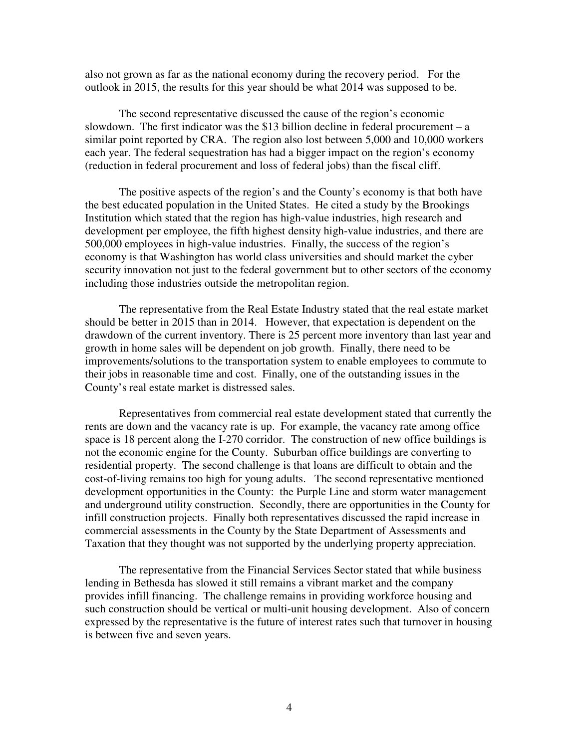also not grown as far as the national economy during the recovery period. For the outlook in 2015, the results for this year should be what 2014 was supposed to be.

The second representative discussed the cause of the region's economic slowdown. The first indicator was the $13 billion decline in federal procurement – a similar point reported by CRA. The region also lost between 5,000 and 10,000 workers each year. The federal sequestration has had a bigger impact on the region's economy (reduction in federal procurement and loss of federal jobs) than the fiscal cliff.

The positive aspects of the region's and the County's economy is that both have the best educated population in the United States. He cited a study by the Brookings Institution which stated that the region has high-value industries, high research and development per employee, the fifth highest density high-value industries, and there are 500,000 employees in high-value industries. Finally, the success of the region's economy is that Washington has world class universities and should market the cyber security innovation not just to the federal government but to other sectors of the economy including those industries outside the metropolitan region.

The representative from the Real Estate Industry stated that the real estate market should be better in 2015 than in 2014. However, that expectation is dependent on the drawdown of the current inventory. There is 25 percent more inventory than last year and growth in home sales will be dependent on job growth. Finally, there need to be improvements/solutions to the transportation system to enable employees to commute to their jobs in reasonable time and cost. Finally, one of the outstanding issues in the County's real estate market is distressed sales.

Representatives from commercial real estate development stated that currently the rents are down and the vacancy rate is up. For example, the vacancy rate among office space is 18 percent along the I-270 corridor. The construction of new office buildings is not the economic engine for the County. Suburban office buildings are converting to residential property. The second challenge is that loans are difficult to obtain and the cost-of-living remains too high for young adults. The second representative mentioned development opportunities in the County: the Purple Line and storm water management and underground utility construction. Secondly, there are opportunities in the County for infill construction projects. Finally both representatives discussed the rapid increase in commercial assessments in the County by the State Department of Assessments and Taxation that they thought was not supported by the underlying property appreciation.

The representative from the Financial Services Sector stated that while business lending in Bethesda has slowed it still remains a vibrant market and the company provides infill financing. The challenge remains in providing workforce housing and such construction should be vertical or multi-unit housing development. Also of concern expressed by the representative is the future of interest rates such that turnover in housing is between five and seven years.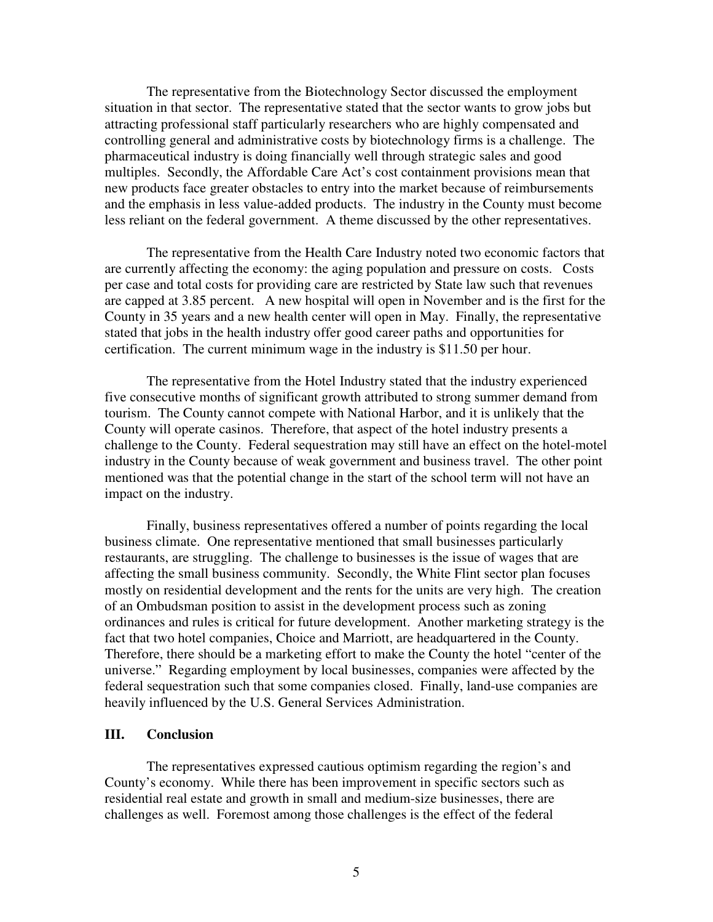The representative from the Biotechnology Sector discussed the employment situation in that sector. The representative stated that the sector wants to grow jobs but attracting professional staff particularly researchers who are highly compensated and controlling general and administrative costs by biotechnology firms is a challenge. The pharmaceutical industry is doing financially well through strategic sales and good multiples. Secondly, the Affordable Care Act's cost containment provisions mean that new products face greater obstacles to entry into the market because of reimbursements and the emphasis in less value-added products. The industry in the County must become less reliant on the federal government. A theme discussed by the other representatives.

The representative from the Health Care Industry noted two economic factors that are currently affecting the economy: the aging population and pressure on costs. Costs per case and total costs for providing care are restricted by State law such that revenues are capped at 3.85 percent. A new hospital will open in November and is the first for the County in 35 years and a new health center will open in May. Finally, the representative stated that jobs in the health industry offer good career paths and opportunities for certification. The current minimum wage in the industry is $11.50 per hour.

The representative from the Hotel Industry stated that the industry experienced five consecutive months of significant growth attributed to strong summer demand from tourism. The County cannot compete with National Harbor, and it is unlikely that the County will operate casinos. Therefore, that aspect of the hotel industry presents a challenge to the County. Federal sequestration may still have an effect on the hotel-motel industry in the County because of weak government and business travel. The other point mentioned was that the potential change in the start of the school term will not have an impact on the industry.

Finally, business representatives offered a number of points regarding the local business climate. One representative mentioned that small businesses particularly restaurants, are struggling. The challenge to businesses is the issue of wages that are affecting the small business community. Secondly, the White Flint sector plan focuses mostly on residential development and the rents for the units are very high. The creation of an Ombudsman position to assist in the development process such as zoning ordinances and rules is critical for future development. Another marketing strategy is the fact that two hotel companies, Choice and Marriott, are headquartered in the County. Therefore, there should be a marketing effort to make the County the hotel "center of the universe." Regarding employment by local businesses, companies were affected by the federal sequestration such that some companies closed. Finally, land-use companies are heavily influenced by the U.S. General Services Administration.

## III. Conclusion

The representatives expressed cautious optimism regarding the region's and County's economy. While there has been improvement in specific sectors such as residential real estate and growth in small and medium-size businesses, there are challenges as well. Foremost among those challenges is the effect of the federal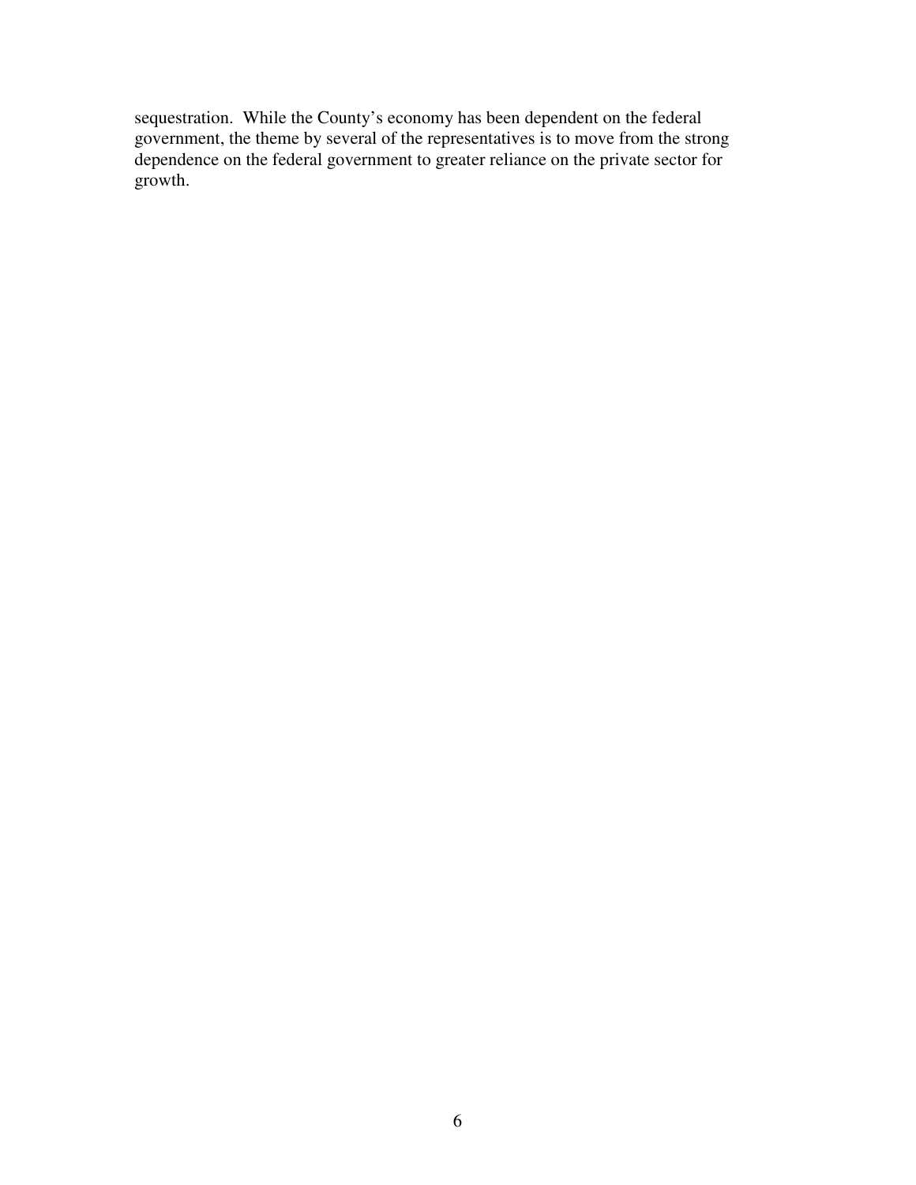sequestration. While the County's economy has been dependent on the federal government, the theme by several of the representatives is to move from the strong dependence on the federal government to greater reliance on the private sector for growth.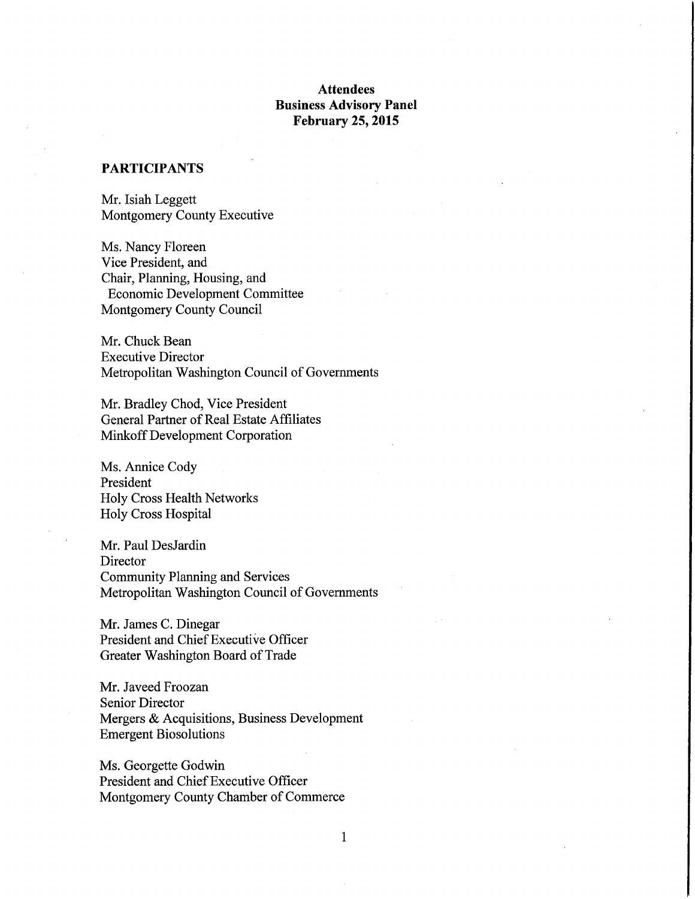**Attendees**
**Business Advisory Panel**
**February 25, 2015**

## PARTICIPANTS

Mr. Isiah Leggett
Montgomery County Executive

Ms. Nancy Floreen
Vice President, and
Chair, Planning, Housing, and
Economic Development Committee
Montgomery County Council

Mr. Chuck Bean
Executive Director
Metropolitan Washington Council of Governments

Mr. Bradley Chod, Vice President
General Partner of Real Estate Affiliates
Minkoff Development Corporation

Ms. Annice Cody
President
Holy Cross Health Networks
Holy Cross Hospital

Mr. Paul DesJardin
Director
Community Planning and Services
Metropolitan Washington Council of Governments

Mr. James C. Dinegar
President and Chief Executive Officer
Greater Washington Board of Trade

Mr. Javeed Froozan
Senior Director
Mergers & Acquisitions, Business Development
Emergent Biosolutions

Ms. Georgette Godwin
President and Chief Executive Officer
Montgomery County Chamber of Commerce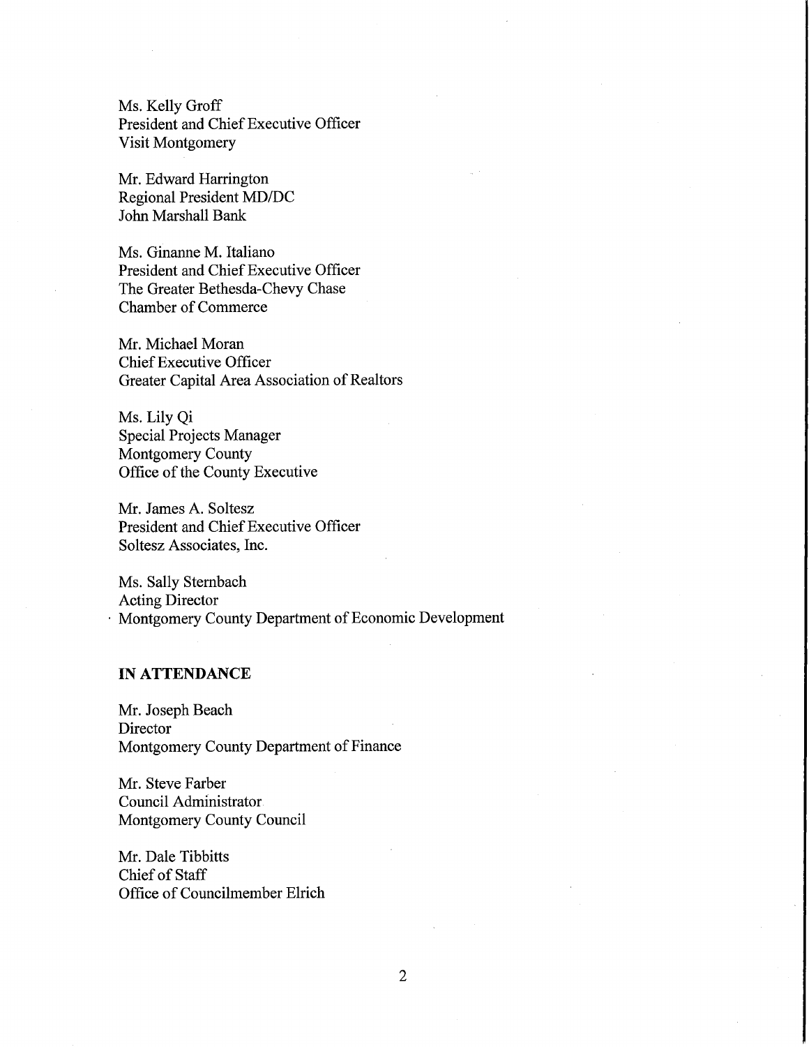Ms. Kelly Groff
President and Chief Executive Officer
Visit Montgomery

Mr. Edward Harrington
Regional President MD/DC
John Marshall Bank

Ms. Ginanne M. Italiano
President and Chief Executive Officer
The Greater Bethesda-Chevy Chase
Chamber of Commerce

Mr. Michael Moran
Chief Executive Officer
Greater Capital Area Association of Realtors

Ms. Lily Qi
Special Projects Manager
Montgomery County
Office of the County Executive

Mr. James A. Soltesz
President and Chief Executive Officer
Soltesz Associates, Inc.

Ms. Sally Sternbach
Acting Director
Montgomery County Department of Economic Development

**IN ATTENDANCE**

Mr. Joseph Beach
Director
Montgomery County Department of Finance

Mr. Steve Farber
Council Administrator
Montgomery County Council

Mr. Dale Tibbitts
Chief of Staff
Office of Councilmember Elrich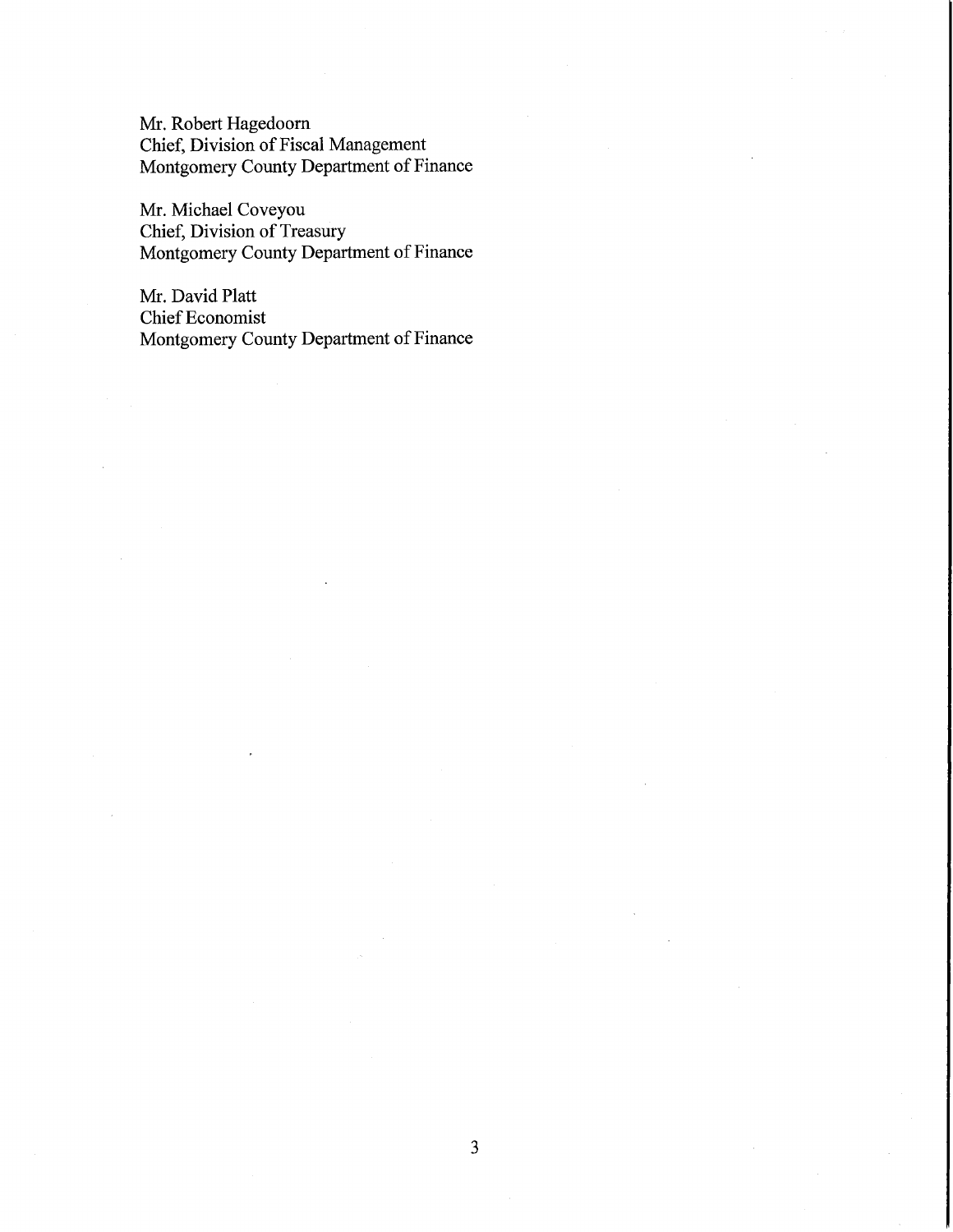Mr. Robert Hagedoorn
Chief, Division of Fiscal Management
Montgomery County Department of Finance

Mr. Michael Coveyou
Chief, Division of Treasury
Montgomery County Department of Finance

Mr. David Platt
Chief Economist
Montgomery County Department of Finance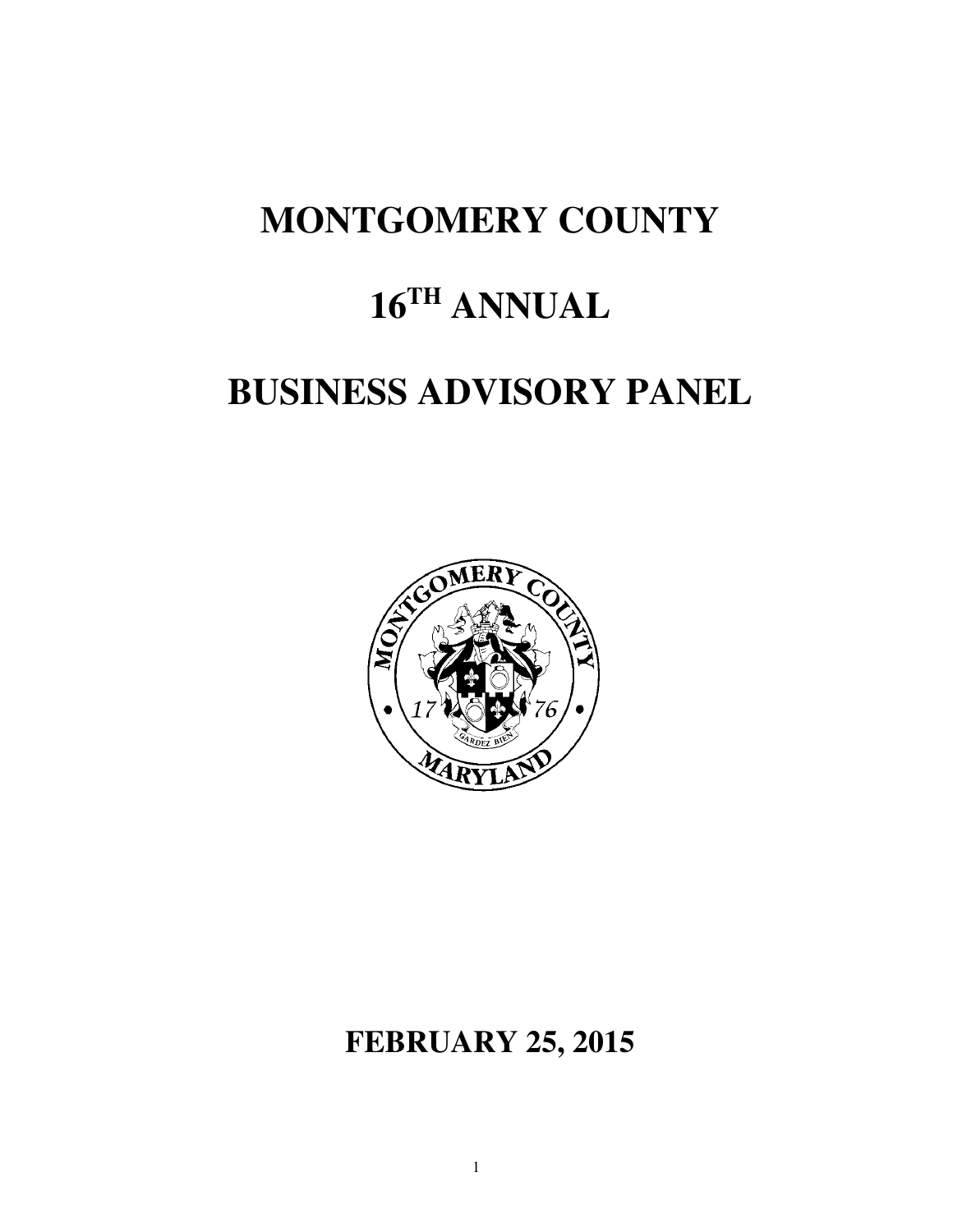# MONTGOMERY COUNTY

# 16TH ANNUAL

# BUSINESS ADVISORY PANEL

## FEBRUARY 25, 2015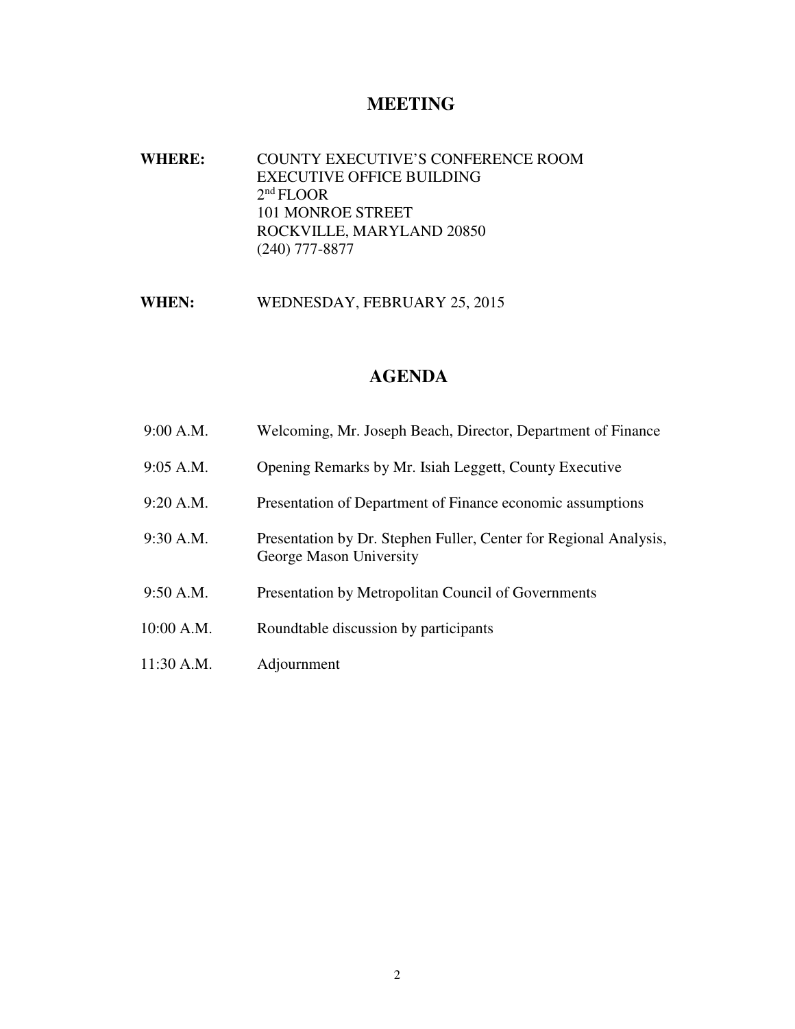# MEETING

**WHERE:** COUNTY EXECUTIVE'S CONFERENCE ROOM
EXECUTIVE OFFICE BUILDING
2nd FLOOR
101 MONROE STREET
ROCKVILLE, MARYLAND 20850
(240) 777-8877

**WHEN:** WEDNESDAY, FEBRUARY 25, 2015

# AGENDA

| | |
|---|---|
| 9:00 A.M. | Welcoming, Mr. Joseph Beach, Director, Department of Finance |
| 9:05 A.M. | Opening Remarks by Mr. Isiah Leggett, County Executive |
| 9:20 A.M. | Presentation of Department of Finance economic assumptions |
| 9:30 A.M. | Presentation by Dr. Stephen Fuller, Center for Regional Analysis, George Mason University |
| 9:50 A.M. | Presentation by Metropolitan Council of Governments |
| 10:00 A.M. | Roundtable discussion by participants |
| 11:30 A.M. | Adjournment |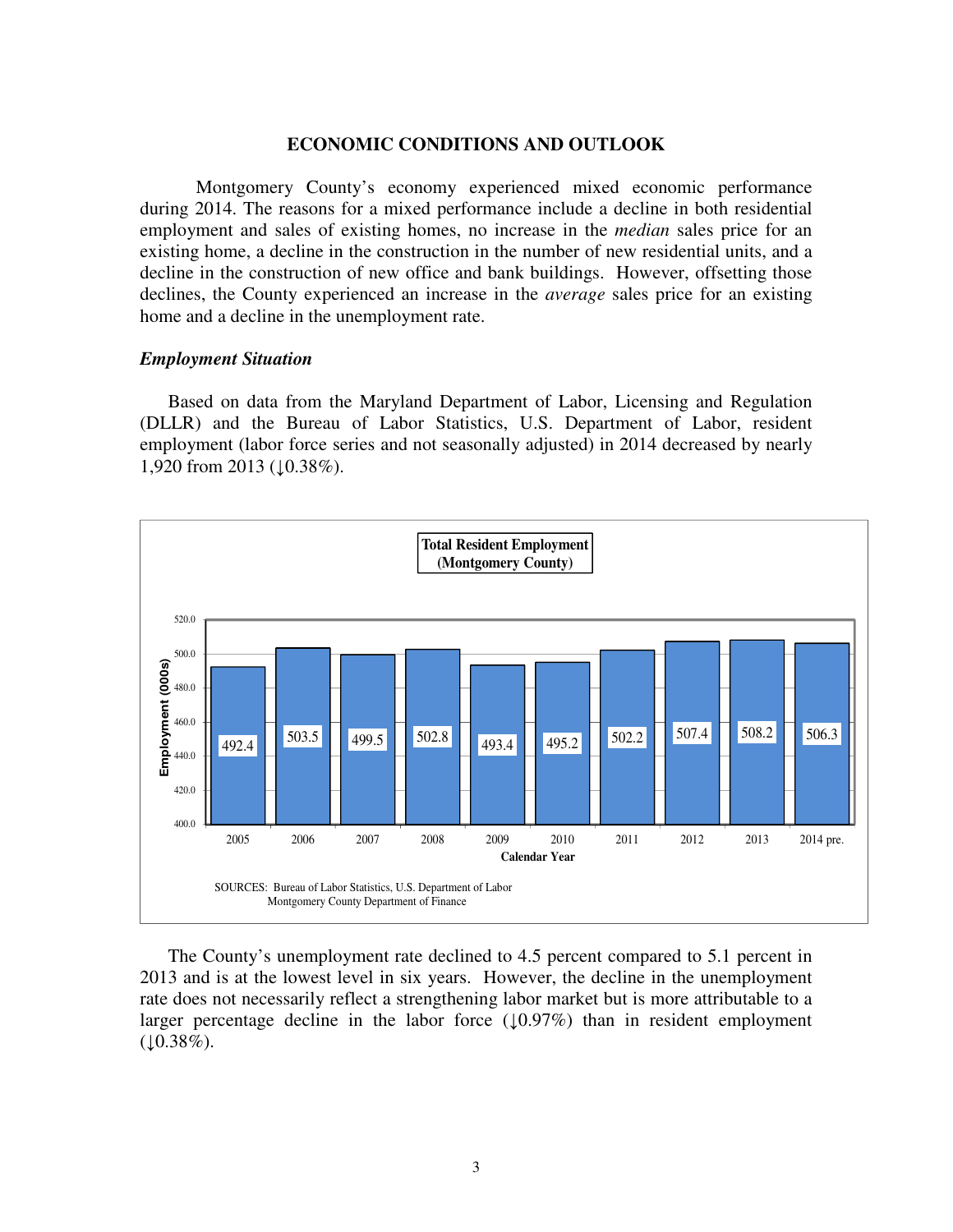## ECONOMIC CONDITIONS AND OUTLOOK

Montgomery County's economy experienced mixed economic performance during 2014. The reasons for a mixed performance include a decline in both residential employment and sales of existing homes, no increase in the *median* sales price for an existing home, a decline in the construction in the number of new residential units, and a decline in the construction of new office and bank buildings. However, offsetting those declines, the County experienced an increase in the *average* sales price for an existing home and a decline in the unemployment rate.

### *Employment Situation*

Based on data from the Maryland Department of Labor, Licensing and Regulation (DLLR) and the Bureau of Labor Statistics, U.S. Department of Labor, resident employment (labor force series and not seasonally adjusted) in 2014 decreased by nearly 1,920 from 2013 (↓0.38%).

**Total Resident Employment (Montgomery County)**

| Calendar Year | Employment (000s) |
|---|---|
| 2005 | 492.4 |
| 2006 | 503.5 |
| 2007 | 499.5 |
| 2008 | 502.8 |
| 2009 | 493.4 |
| 2010 | 495.2 |
| 2011 | 502.2 |
| 2012 | 507.4 |
| 2013 | 508.2 |
| 2014 pre. | 506.3 |

SOURCES: Bureau of Labor Statistics, U.S. Department of Labor
Montgomery County Department of Finance

The County's unemployment rate declined to 4.5 percent compared to 5.1 percent in 2013 and is at the lowest level in six years. However, the decline in the unemployment rate does not necessarily reflect a strengthening labor market but is more attributable to a larger percentage decline in the labor force (↓0.97%) than in resident employment (↓0.38%).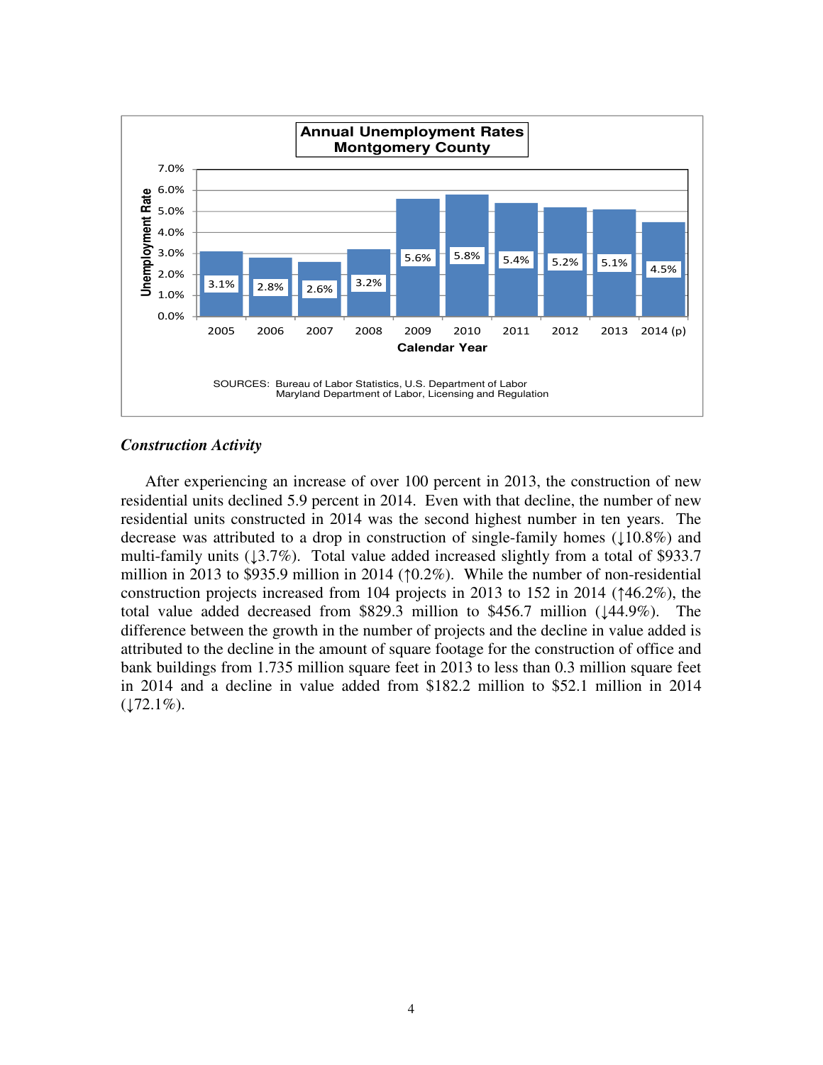**Annual Unemployment Rates Montgomery County**

| Calendar Year | Unemployment Rate |
|---|---|
| 2005 | 3.1% |
| 2006 | 2.8% |
| 2007 | 2.6% |
| 2008 | 3.2% |
| 2009 | 5.6% |
| 2010 | 5.8% |
| 2011 | 5.4% |
| 2012 | 5.2% |
| 2013 | 5.1% |
| 2014 (p) | 4.5% |

SOURCES: Bureau of Labor Statistics, U.S. Department of Labor
Maryland Department of Labor, Licensing and Regulation

### *Construction Activity*

After experiencing an increase of over 100 percent in 2013, the construction of new residential units declined 5.9 percent in 2014. Even with that decline, the number of new residential units constructed in 2014 was the second highest number in ten years. The decrease was attributed to a drop in construction of single-family homes (↓10.8%) and multi-family units (↓3.7%). Total value added increased slightly from a total of $933.7 million in 2013 to $935.9 million in 2014 (↑0.2%). While the number of non-residential construction projects increased from 104 projects in 2013 to 152 in 2014 (↑46.2%), the total value added decreased from $829.3 million to $456.7 million (↓44.9%). The difference between the growth in the number of projects and the decline in value added is attributed to the decline in the amount of square footage for the construction of office and bank buildings from 1.735 million square feet in 2013 to less than 0.3 million square feet in 2014 and a decline in value added from $182.2 million to $52.1 million in 2014 (↓72.1%).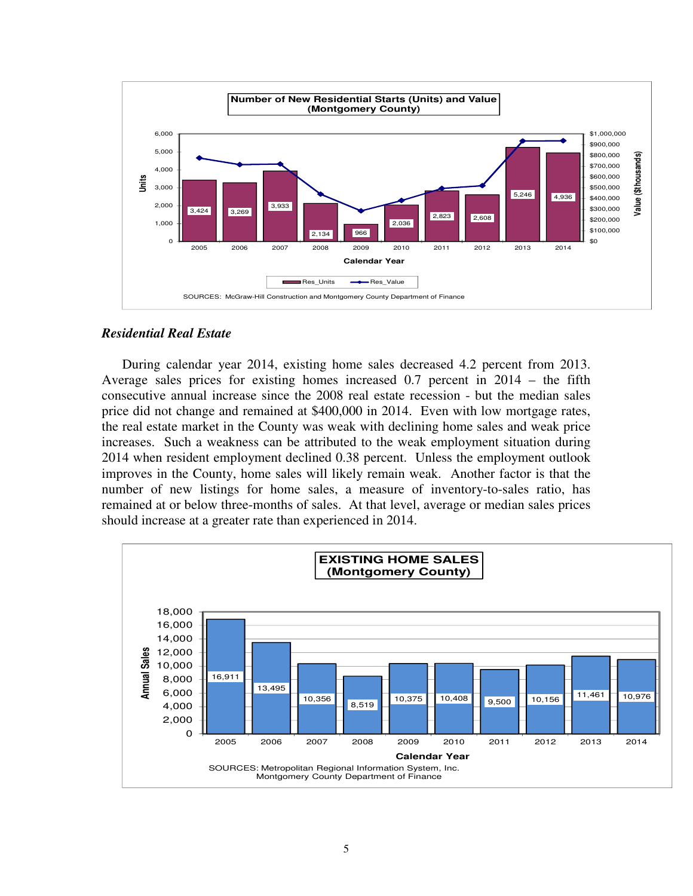**Number of New Residential Starts (Units) and Value (Montgomery County)**

| Calendar Year | Res_Units |
|---|---|
| 2005 | 3,424 |
| 2006 | 3,269 |
| 2007 | 3,933 |
| 2008 | 2,134 |
| 2009 | 966 |
| 2010 | 2,036 |
| 2011 | 2,823 |
| 2012 | 2,608 |
| 2013 | 5,246 |
| 2014 | 4,936 |

SOURCES: McGraw-Hill Construction and Montgomery County Department of Finance

### *Residential Real Estate*

During calendar year 2014, existing home sales decreased 4.2 percent from 2013. Average sales prices for existing homes increased 0.7 percent in 2014 – the fifth consecutive annual increase since the 2008 real estate recession - but the median sales price did not change and remained at $400,000 in 2014. Even with low mortgage rates, the real estate market in the County was weak with declining home sales and weak price increases. Such a weakness can be attributed to the weak employment situation during 2014 when resident employment declined 0.38 percent. Unless the employment outlook improves in the County, home sales will likely remain weak. Another factor is that the number of new listings for home sales, a measure of inventory-to-sales ratio, has remained at or below three-months of sales. At that level, average or median sales prices should increase at a greater rate than experienced in 2014.

**EXISTING HOME SALES (Montgomery County)**

| Calendar Year | Annual Sales |
|---|---|
| 2005 | 16,911 |
| 2006 | 13,495 |
| 2007 | 10,356 |
| 2008 | 8,519 |
| 2009 | 10,375 |
| 2010 | 10,408 |
| 2011 | 9,500 |
| 2012 | 10,156 |
| 2013 | 11,461 |
| 2014 | 10,976 |

SOURCES: Metropolitan Regional Information System, Inc. Montgomery County Department of Finance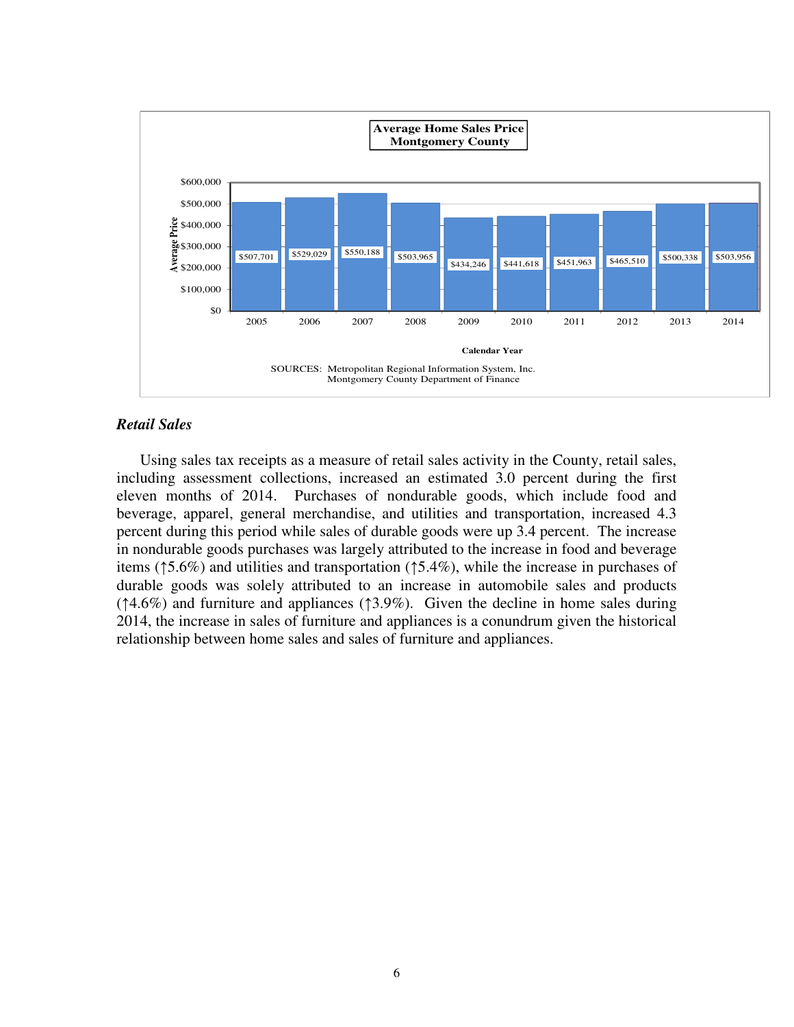**Average Home Sales Price**
**Montgomery County**

| Calendar Year | Average Price |
|---|---|
| 2005 | $507,701 |
| 2006 | $529,029 |
| 2007 | $550,188 |
| 2008 | $503,965 |
| 2009 | $434,246 |
| 2010 | $441,618 |
| 2011 | $451,963 |
| 2012 | $465,510 |
| 2013 | $500,338 |
| 2014 | $503,956 |

SOURCES: Metropolitan Regional Information System, Inc.
Montgomery County Department of Finance

### *Retail Sales*

Using sales tax receipts as a measure of retail sales activity in the County, retail sales, including assessment collections, increased an estimated 3.0 percent during the first eleven months of 2014. Purchases of nondurable goods, which include food and beverage, apparel, general merchandise, and utilities and transportation, increased 4.3 percent during this period while sales of durable goods were up 3.4 percent. The increase in nondurable goods purchases was largely attributed to the increase in food and beverage items (↑5.6%) and utilities and transportation (↑5.4%), while the increase in purchases of durable goods was solely attributed to an increase in automobile sales and products (↑4.6%) and furniture and appliances (↑3.9%). Given the decline in home sales during 2014, the increase in sales of furniture and appliances is a conundrum given the historical relationship between home sales and sales of furniture and appliances.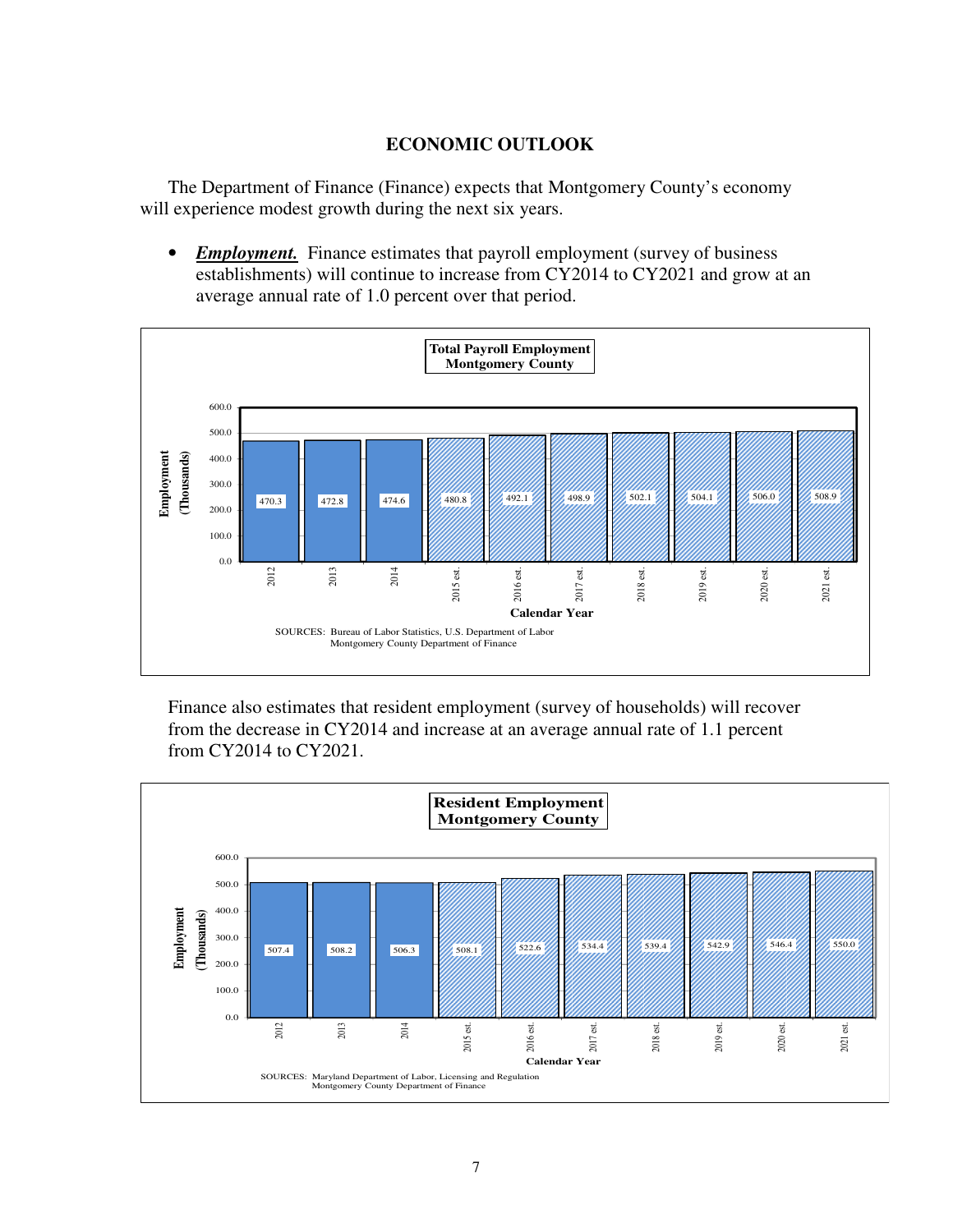## ECONOMIC OUTLOOK

The Department of Finance (Finance) expects that Montgomery County's economy will experience modest growth during the next six years.

- ***Employment.*** Finance estimates that payroll employment (survey of business establishments) will continue to increase from CY2014 to CY2021 and grow at an average annual rate of 1.0 percent over that period.

**Total Payroll Employment Montgomery County**

| Calendar Year | Employment (Thousands) |
|---|---|
| 2012 | 470.3 |
| 2013 | 472.8 |
| 2014 | 474.6 |
| 2015 est. | 480.8 |
| 2016 est. | 492.1 |
| 2017 est. | 498.9 |
| 2018 est. | 502.1 |
| 2019 est. | 504.1 |
| 2020 est. | 506.0 |
| 2021 est. | 508.9 |

SOURCES: Bureau of Labor Statistics, U.S. Department of Labor
Montgomery County Department of Finance

Finance also estimates that resident employment (survey of households) will recover from the decrease in CY2014 and increase at an average annual rate of 1.1 percent from CY2014 to CY2021.

**Resident Employment Montgomery County**

| Calendar Year | Employment (Thousands) |
|---|---|
| 2012 | 507.4 |
| 2013 | 508.2 |
| 2014 | 506.3 |
| 2015 est. | 508.1 |
| 2016 est. | 522.6 |
| 2017 est. | 534.4 |
| 2018 est. | 539.4 |
| 2019 est. | 542.9 |
| 2020 est. | 546.4 |
| 2021 est. | 550.0 |

SOURCES: Maryland Department of Labor, Licensing and Regulation
Montgomery County Department of Finance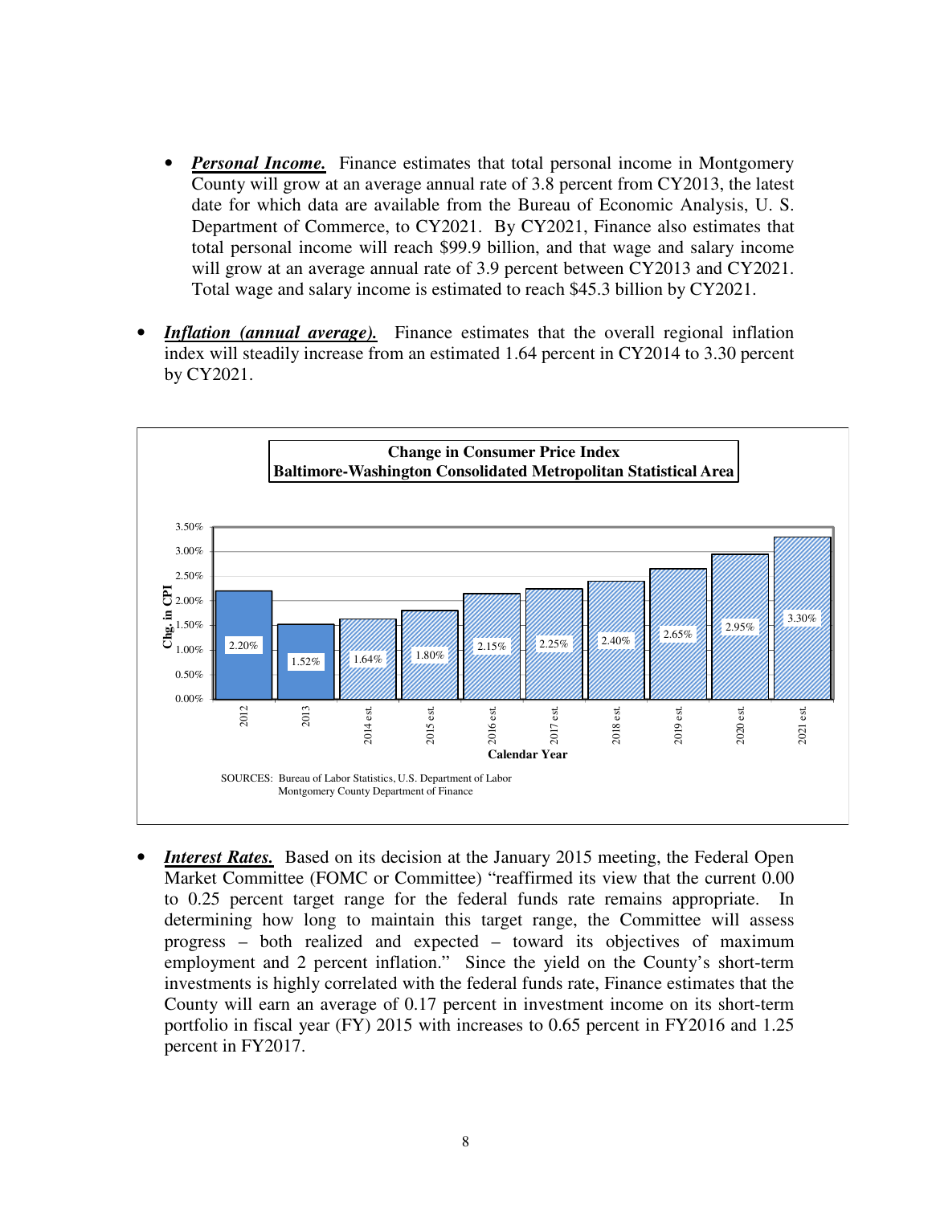- ***Personal Income.*** Finance estimates that total personal income in Montgomery County will grow at an average annual rate of 3.8 percent from CY2013, the latest date for which data are available from the Bureau of Economic Analysis, U. S. Department of Commerce, to CY2021. By CY2021, Finance also estimates that total personal income will reach $99.9 billion, and that wage and salary income will grow at an average annual rate of 3.9 percent between CY2013 and CY2021. Total wage and salary income is estimated to reach $45.3 billion by CY2021.

- ***Inflation (annual average).*** Finance estimates that the overall regional inflation index will steadily increase from an estimated 1.64 percent in CY2014 to 3.30 percent by CY2021.

**Change in Consumer Price Index**
**Baltimore-Washington Consolidated Metropolitan Statistical Area**

| Calendar Year | Chg. in CPI |
|---|---|
| 2012 | 2.20% |
| 2013 | 1.52% |
| 2014 est. | 1.64% |
| 2015 est. | 1.80% |
| 2016 est. | 2.15% |
| 2017 est. | 2.25% |
| 2018 est. | 2.40% |
| 2019 est. | 2.65% |
| 2020 est. | 2.95% |
| 2021 est. | 3.30% |

SOURCES: Bureau of Labor Statistics, U.S. Department of Labor
Montgomery County Department of Finance

- ***Interest Rates.*** Based on its decision at the January 2015 meeting, the Federal Open Market Committee (FOMC or Committee) "reaffirmed its view that the current 0.00 to 0.25 percent target range for the federal funds rate remains appropriate. In determining how long to maintain this target range, the Committee will assess progress – both realized and expected – toward its objectives of maximum employment and 2 percent inflation." Since the yield on the County's short-term investments is highly correlated with the federal funds rate, Finance estimates that the County will earn an average of 0.17 percent in investment income on its short-term portfolio in fiscal year (FY) 2015 with increases to 0.65 percent in FY2016 and 1.25 percent in FY2017.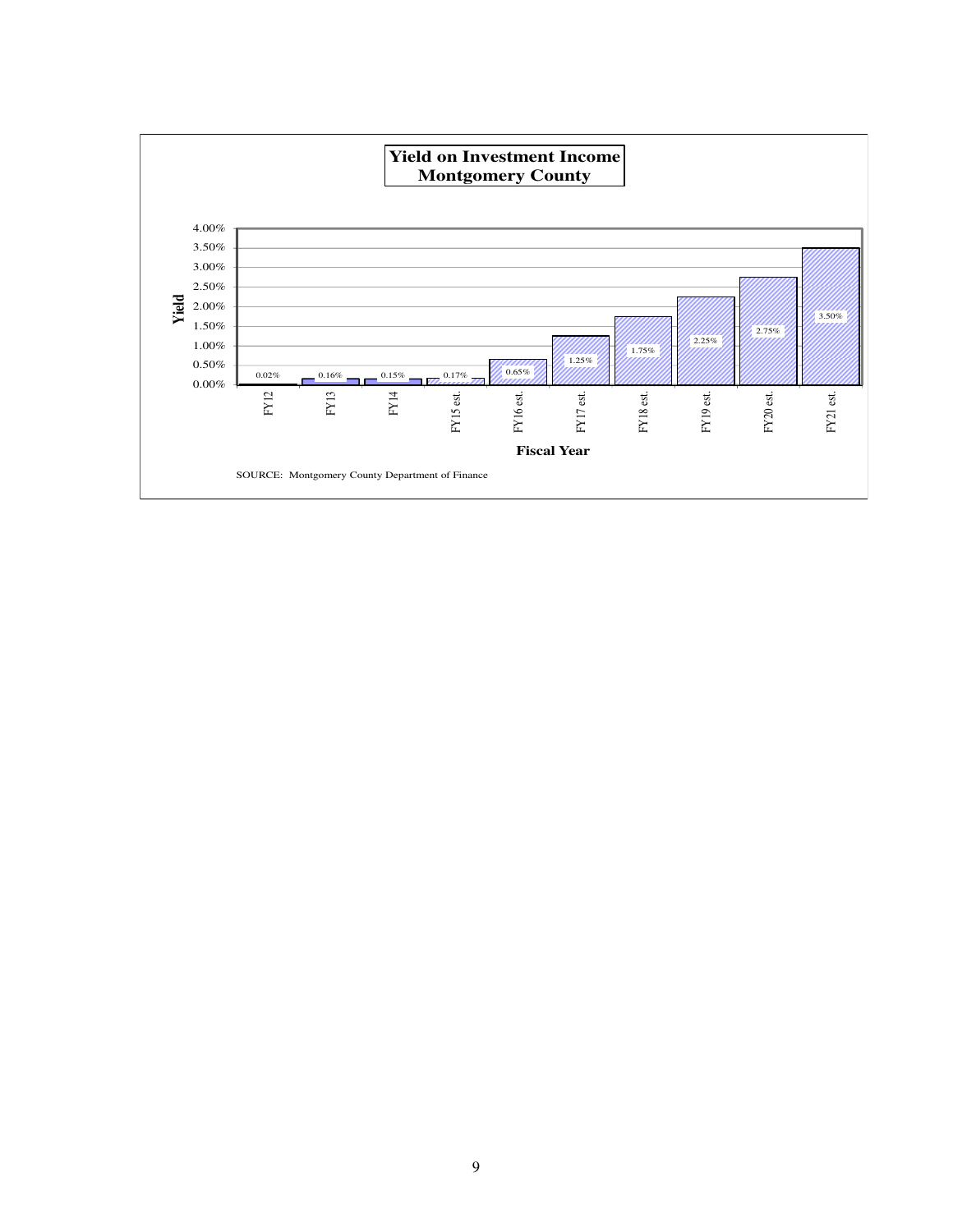**Yield on Investment Income**
**Montgomery County**

| Fiscal Year | Yield |
|---|---|
| FY12 | 0.02% |
| FY13 | 0.16% |
| FY14 | 0.15% |
| FY15 est. | 0.17% |
| FY16 est. | 0.65% |
| FY17 est. | 1.25% |
| FY18 est. | 1.75% |
| FY19 est. | 2.25% |
| FY20 est. | 2.75% |
| FY21 est. | 3.50% |

SOURCE: Montgomery County Department of Finance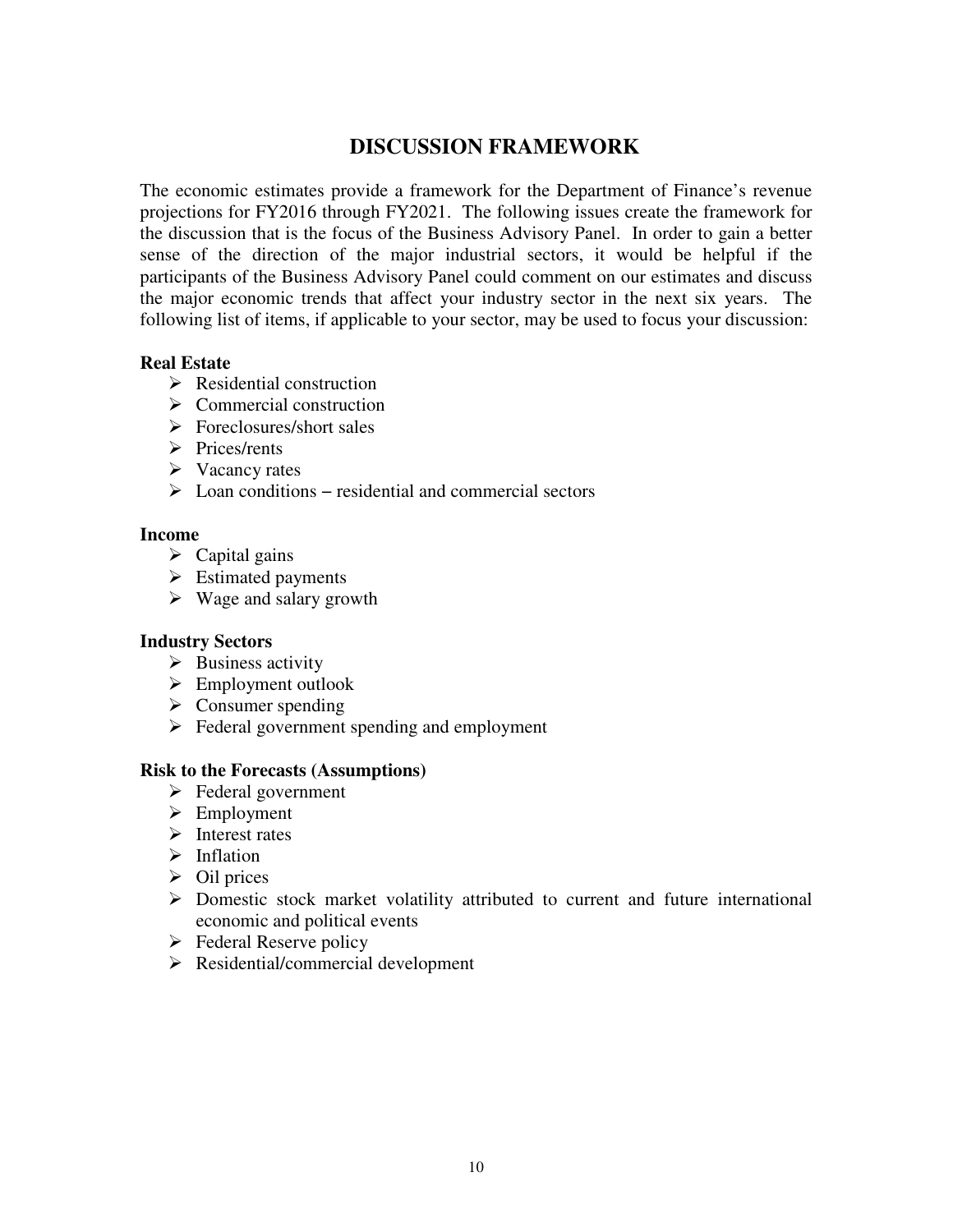## DISCUSSION FRAMEWORK

The economic estimates provide a framework for the Department of Finance's revenue projections for FY2016 through FY2021. The following issues create the framework for the discussion that is the focus of the Business Advisory Panel. In order to gain a better sense of the direction of the major industrial sectors, it would be helpful if the participants of the Business Advisory Panel could comment on our estimates and discuss the major economic trends that affect your industry sector in the next six years. The following list of items, if applicable to your sector, may be used to focus your discussion:

**Real Estate**

- Residential construction
- Commercial construction
- Foreclosures/short sales
- Prices/rents
- Vacancy rates
- Loan conditions – residential and commercial sectors

**Income**

- Capital gains
- Estimated payments
- Wage and salary growth

**Industry Sectors**

- Business activity
- Employment outlook
- Consumer spending
- Federal government spending and employment

**Risk to the Forecasts (Assumptions)**

- Federal government
- Employment
- Interest rates
- Inflation
- Oil prices
- Domestic stock market volatility attributed to current and future international economic and political events
- Federal Reserve policy
- Residential/commercial development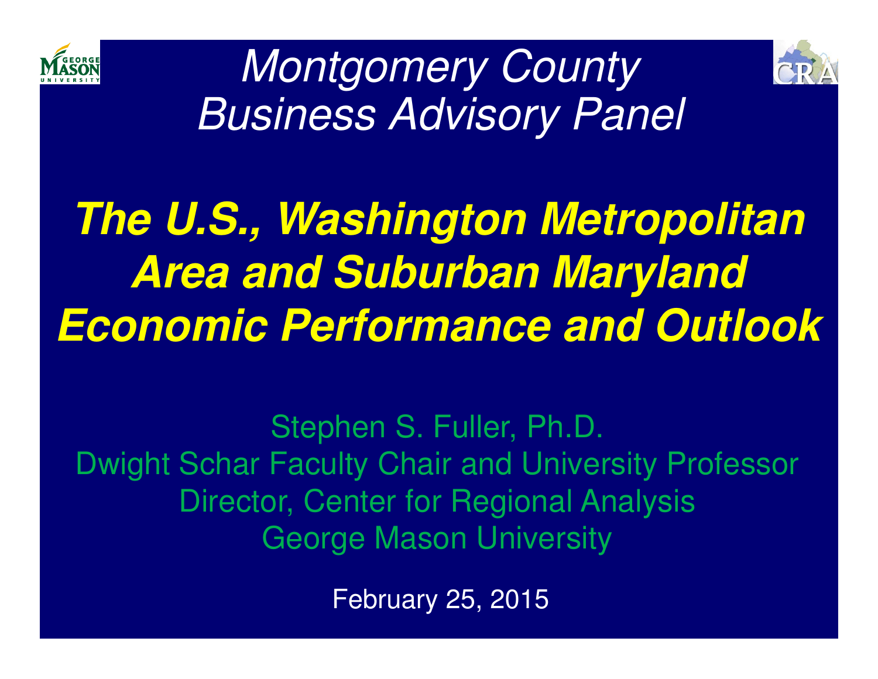*Montgomery County Business Advisory Panel*

# ***The U.S., Washington Metropolitan Area and Suburban Maryland Economic Performance and Outlook***

Stephen S. Fuller, Ph.D.
Dwight Schar Faculty Chair and University Professor
Director, Center for Regional Analysis
George Mason University

February 25, 2015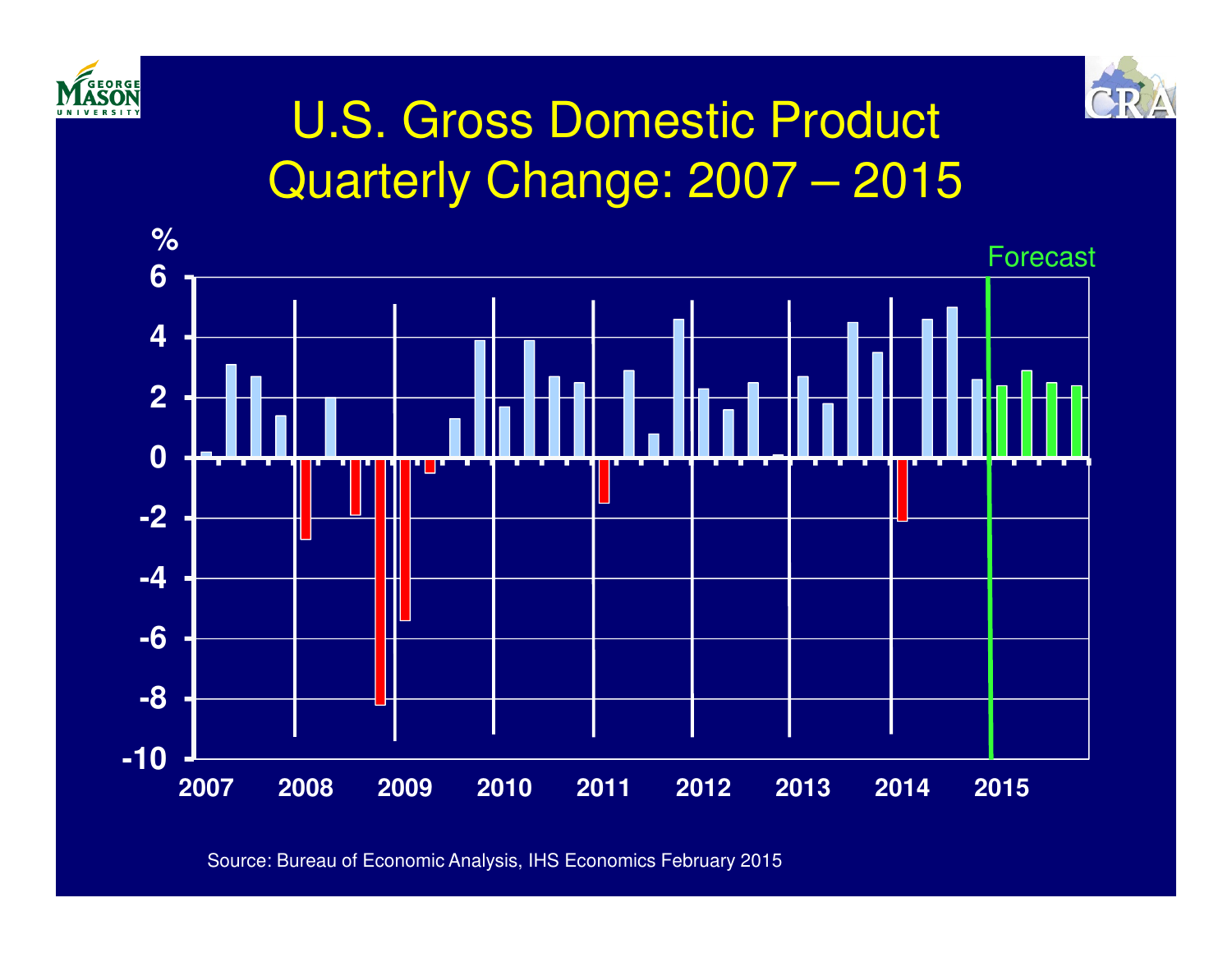# U.S. Gross Domestic Product Quarterly Change: 2007 – 2015

Source: Bureau of Economic Analysis, IHS Economics February 2015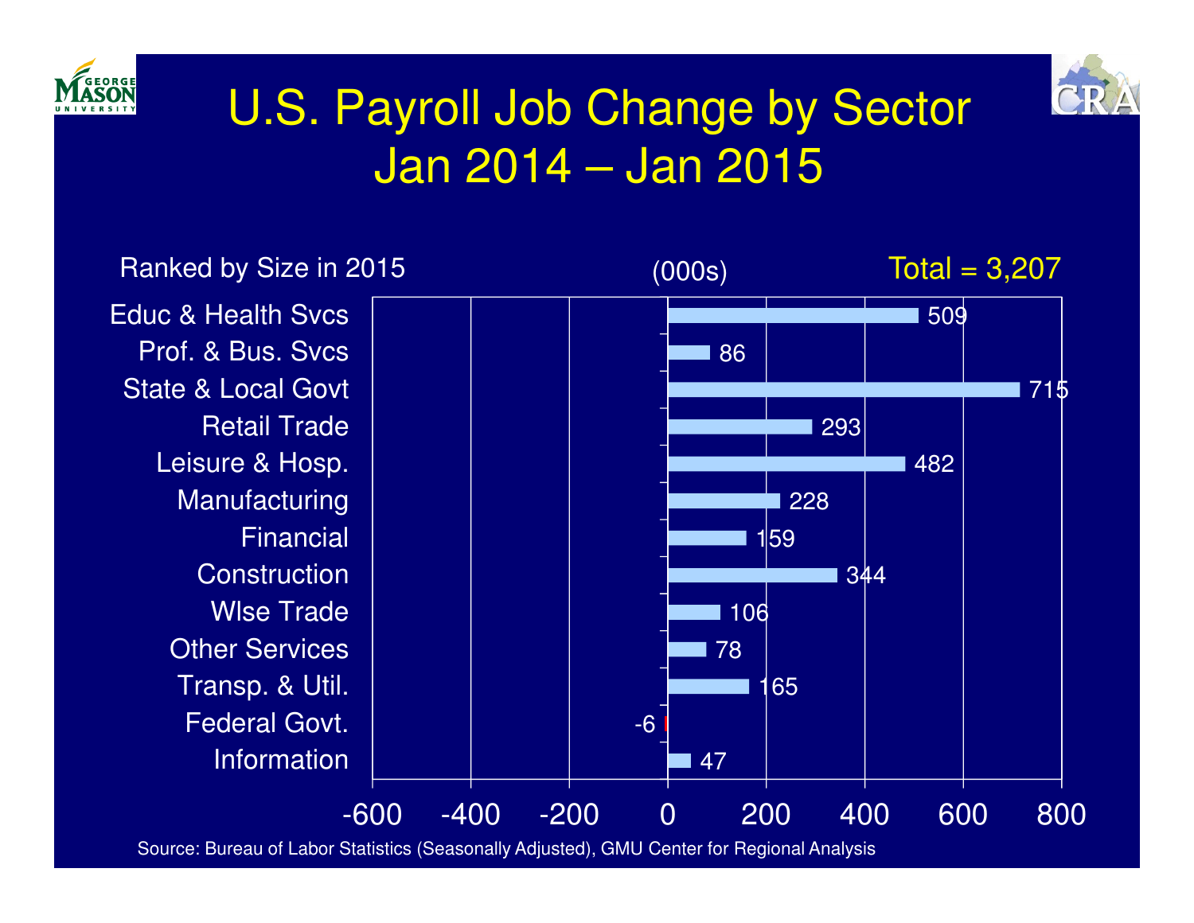# U.S. Payroll Job Change by Sector
# Jan 2014 – Jan 2015

Ranked by Size in 2015

(000s)

Total = 3,207

| Sector | Job Change (000s) |
| --- | --- |
| Educ & Health Svcs | 509 |
| Prof. & Bus. Svcs | 86 |
| State & Local Govt | 715 |
| Retail Trade | 293 |
| Leisure & Hosp. | 482 |
| Manufacturing | 228 |
| Financial | 159 |
| Construction | 344 |
| Wlse Trade | 106 |
| Other Services | 78 |
| Transp. & Util. | 165 |
| Federal Govt. | -6 |
| Information | 47 |

Source: Bureau of Labor Statistics (Seasonally Adjusted), GMU Center for Regional Analysis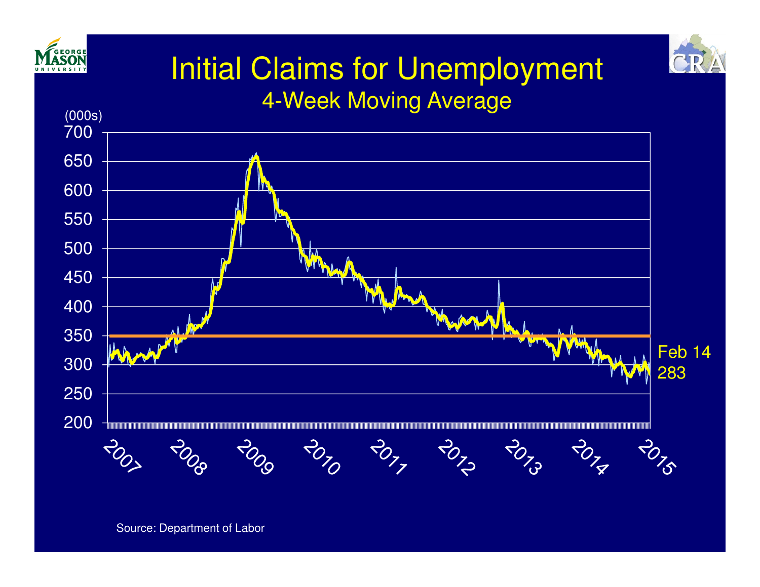# Initial Claims for Unemployment

## 4-Week Moving Average

(000s)

Feb 14
283

Source: Department of Labor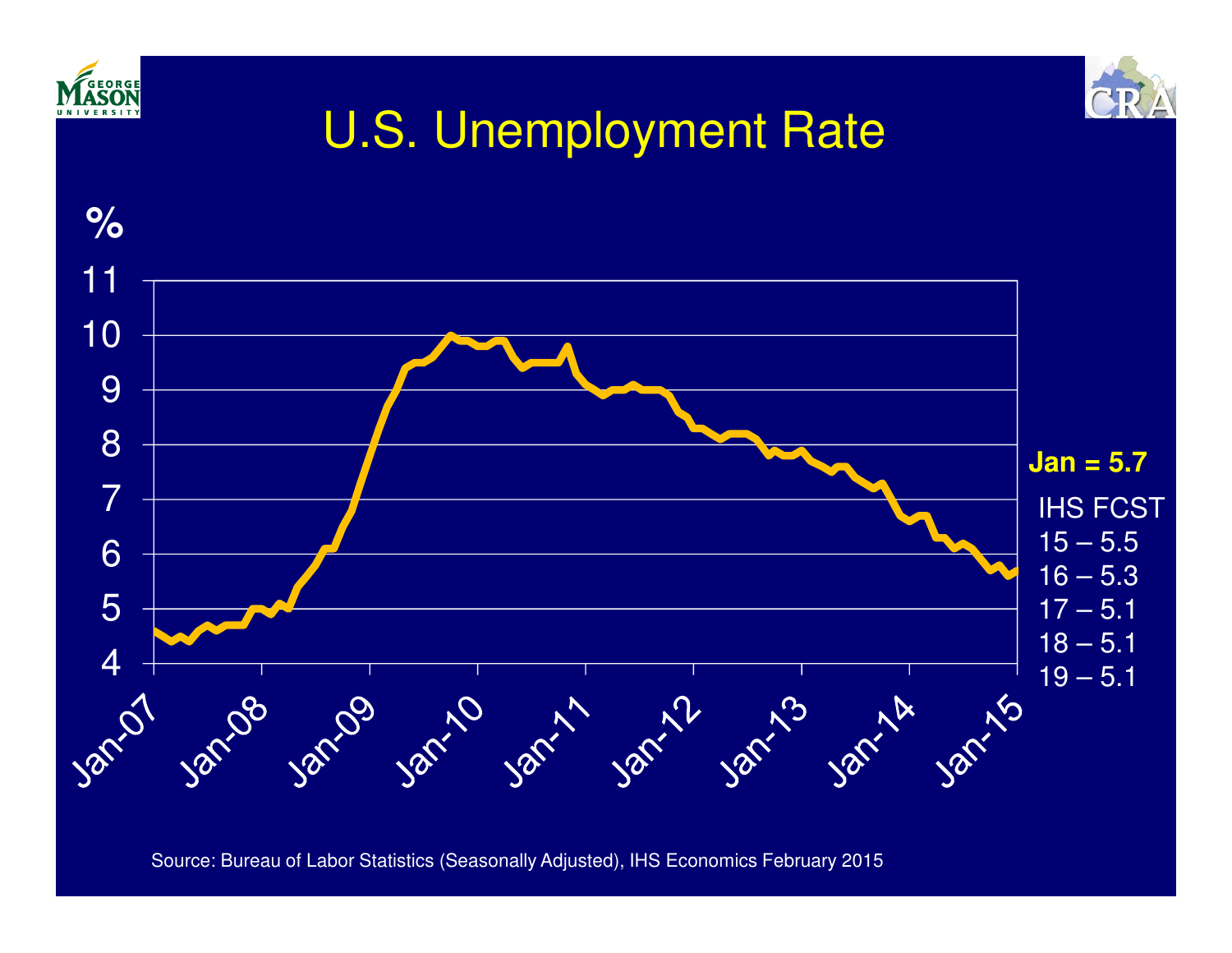# U.S. Unemployment Rate

%

**Jan = 5.7**

IHS FCST
15 – 5.5
16 – 5.3
17 – 5.1
18 – 5.1
19 – 5.1

Source: Bureau of Labor Statistics (Seasonally Adjusted), IHS Economics February 2015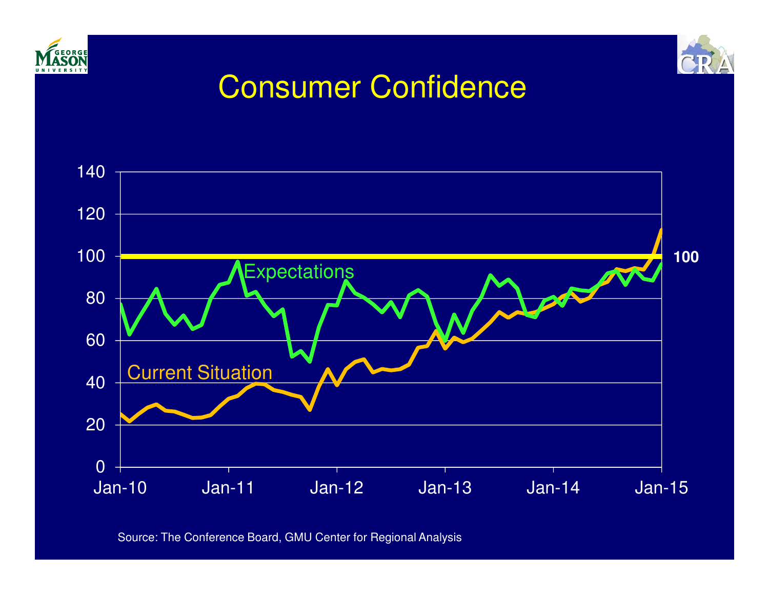# Consumer Confidence

140
120
100
80
60
40
20
0

Jan-10 Jan-11 Jan-12 Jan-13 Jan-14 Jan-15

Expectations

Current Situation

100

Source: The Conference Board, GMU Center for Regional Analysis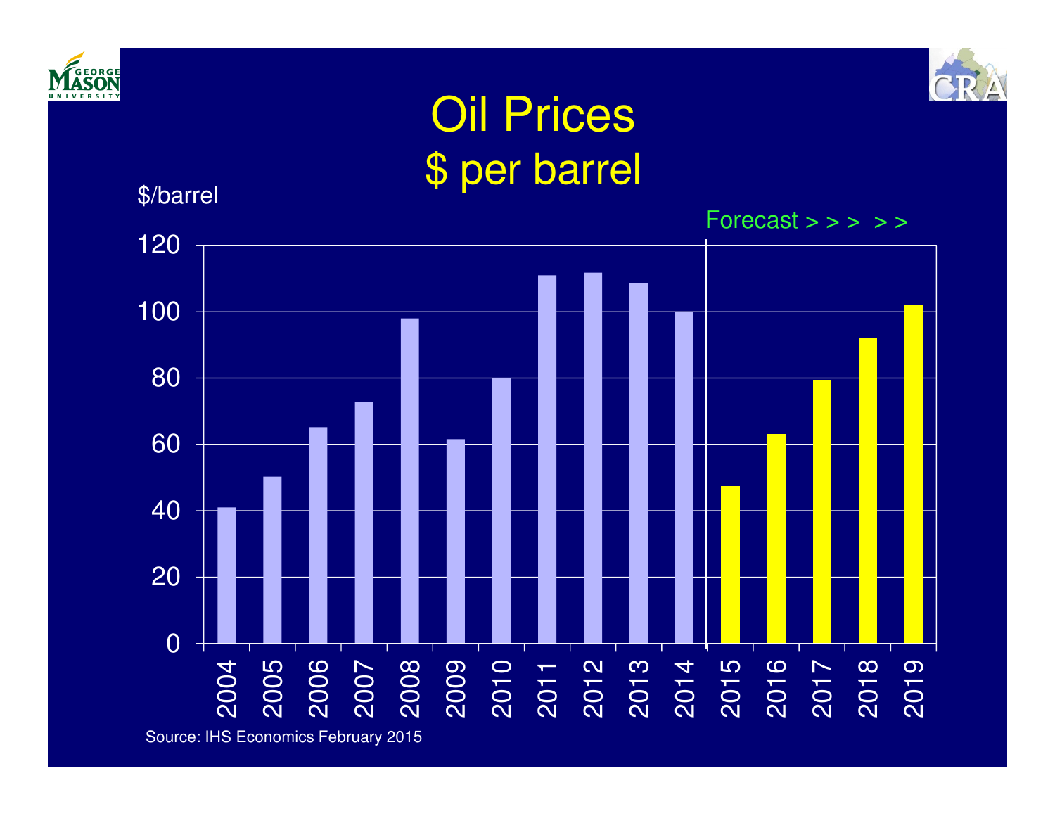# Oil Prices
## $ per barrel

$/barrel

Forecast > > > > >

| Year | $/barrel |
|---|---|
| 2004 | 41 |
| 2005 | 50 |
| 2006 | 65 |
| 2007 | 72.5 |
| 2008 | 98 |
| 2009 | 61.5 |
| 2010 | 80 |
| 2011 | 111 |
| 2012 | 111.5 |
| 2013 | 108.5 |
| 2014 | 100 |
| 2015 (Forecast) | 47.5 |
| 2016 (Forecast) | 63 |
| 2017 (Forecast) | 79.5 |
| 2018 (Forecast) | 92 |
| 2019 (Forecast) | 102 |

Source: IHS Economics February 2015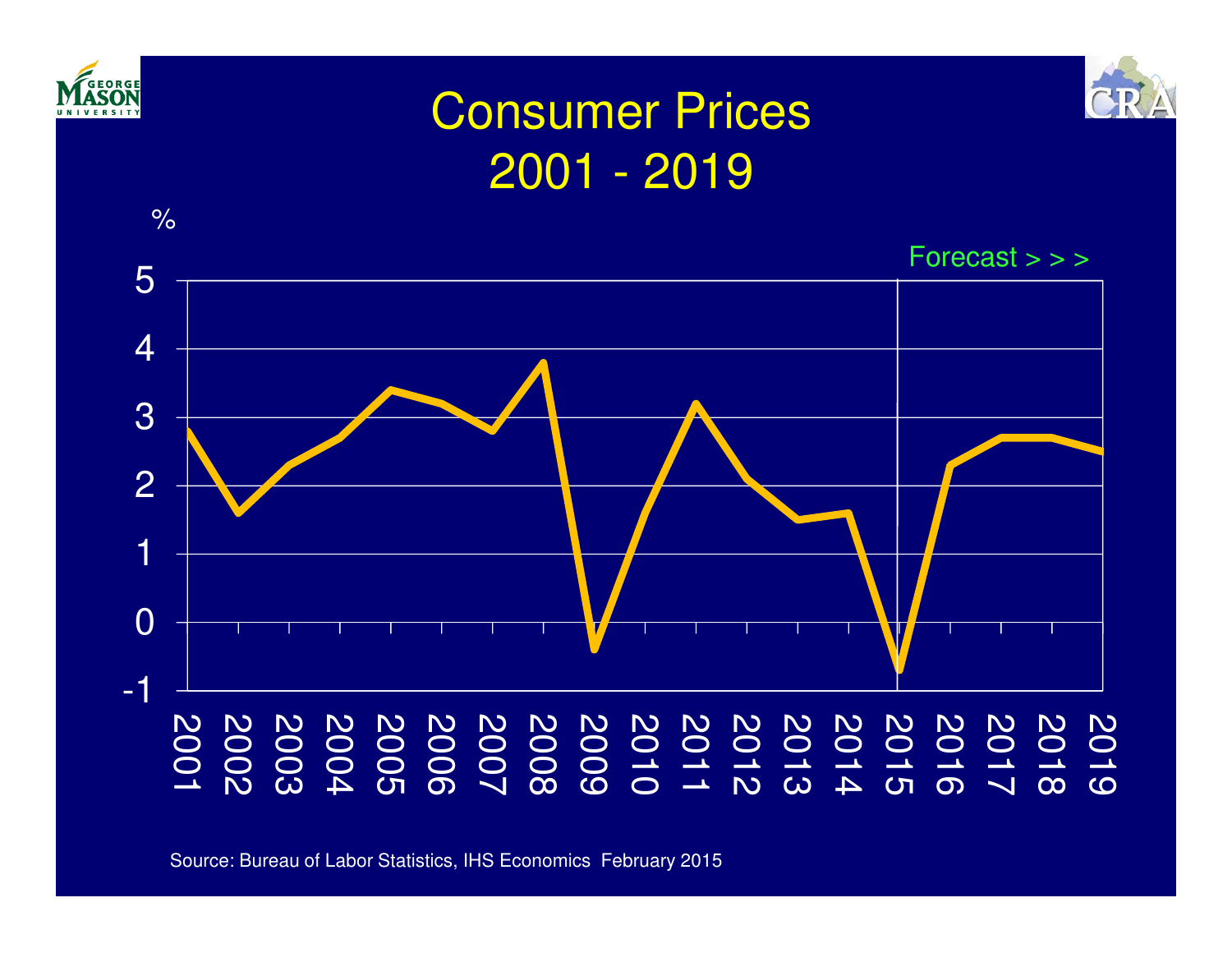# Consumer Prices
## 2001 - 2019

%

Forecast > > >

Source: Bureau of Labor Statistics, IHS Economics February 2015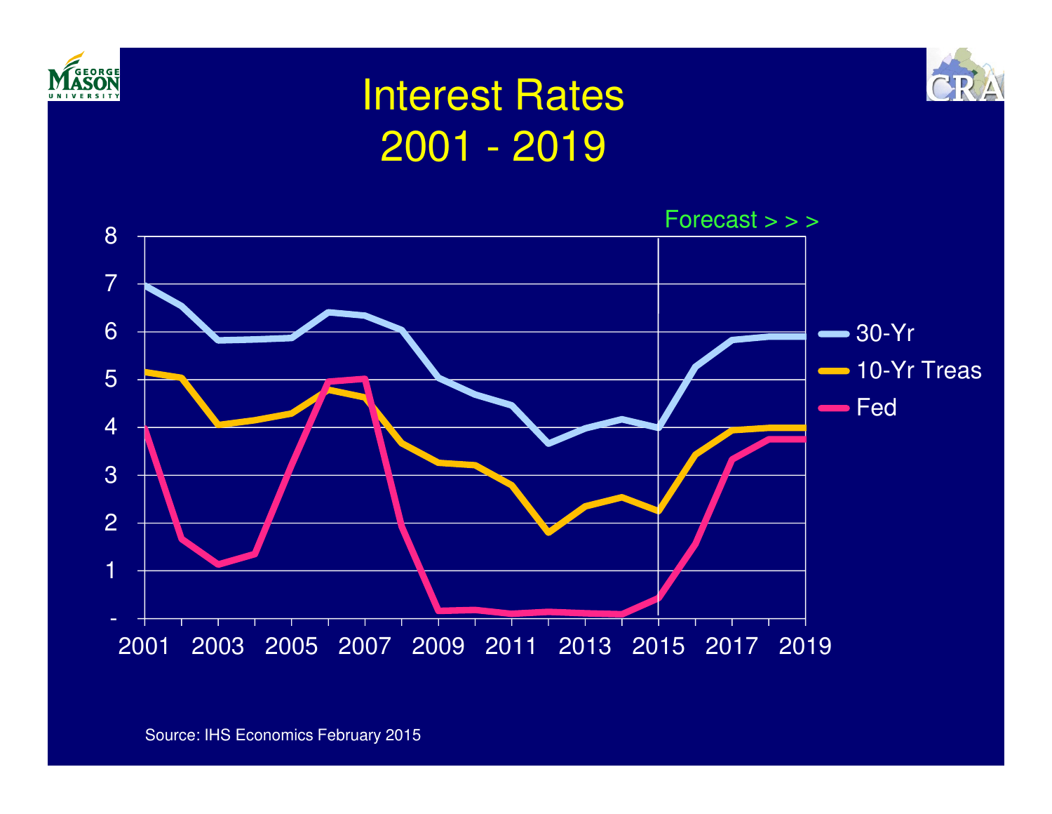# Interest Rates 2001 - 2019

Forecast > > >

Legend: 30-Yr, 10-Yr Treas, Fed

Source: IHS Economics February 2015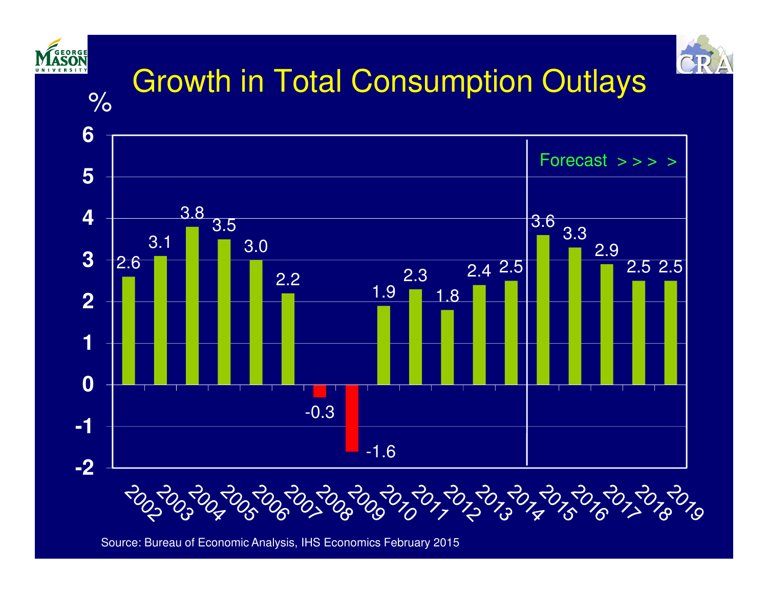# Growth in Total Consumption Outlays

%

| Year | Growth (%) |
|---|---|
| 2002 | 2.6 |
| 2003 | 3.1 |
| 2004 | 3.8 |
| 2005 | 3.5 |
| 2006 | 3.0 |
| 2007 | 2.2 |
| 2008 | -0.3 |
| 2009 | -1.6 |
| 2010 | 1.9 |
| 2011 | 2.3 |
| 2012 | 1.8 |
| 2013 | 2.4 |
| 2014 | 2.5 |
| 2015 | 3.6 |
| 2016 | 3.3 |
| 2017 | 2.9 |
| 2018 | 2.5 |
| 2019 | 2.5 |

Forecast > > > >

Source: Bureau of Economic Analysis, IHS Economics February 2015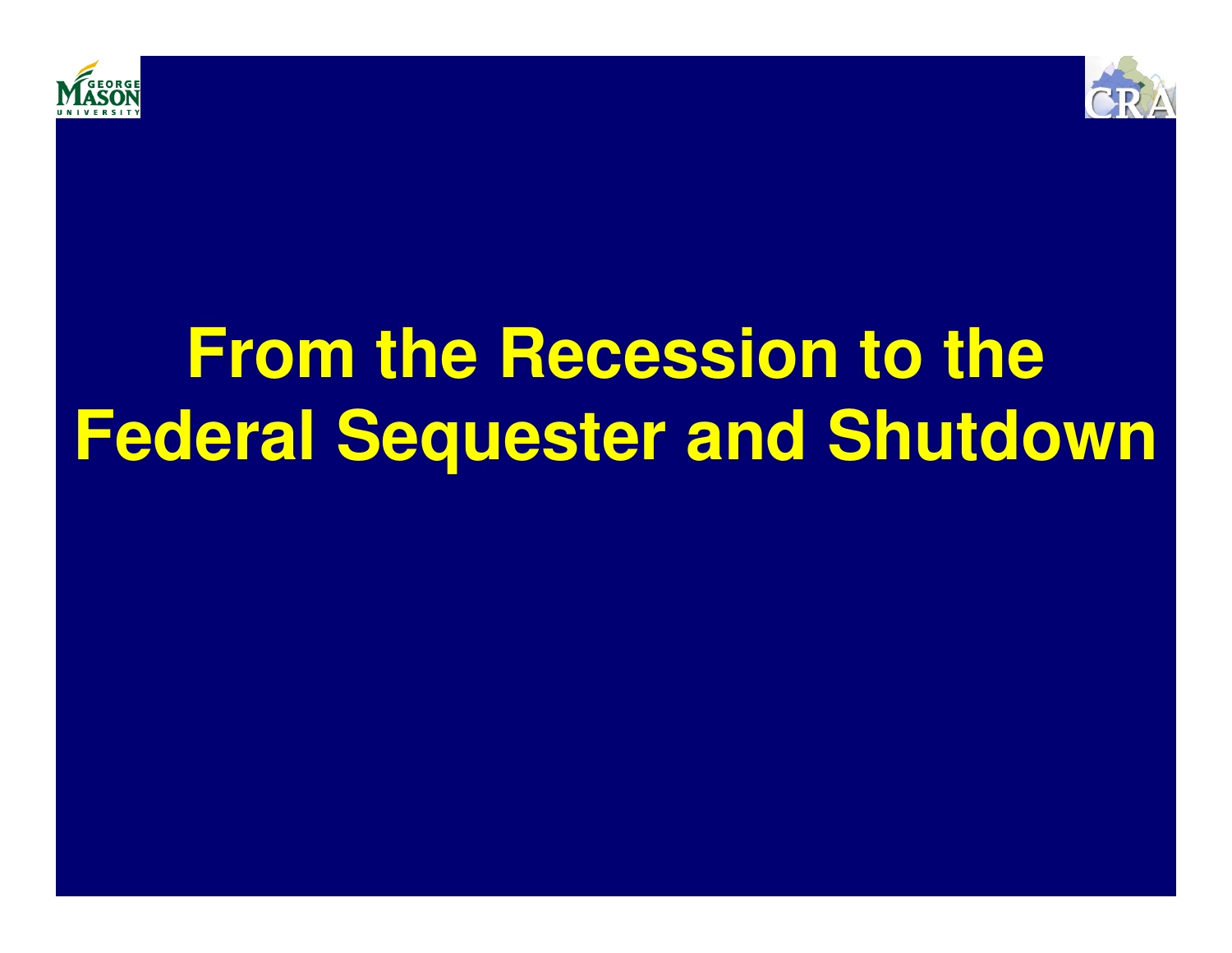# From the Recession to the Federal Sequester and Shutdown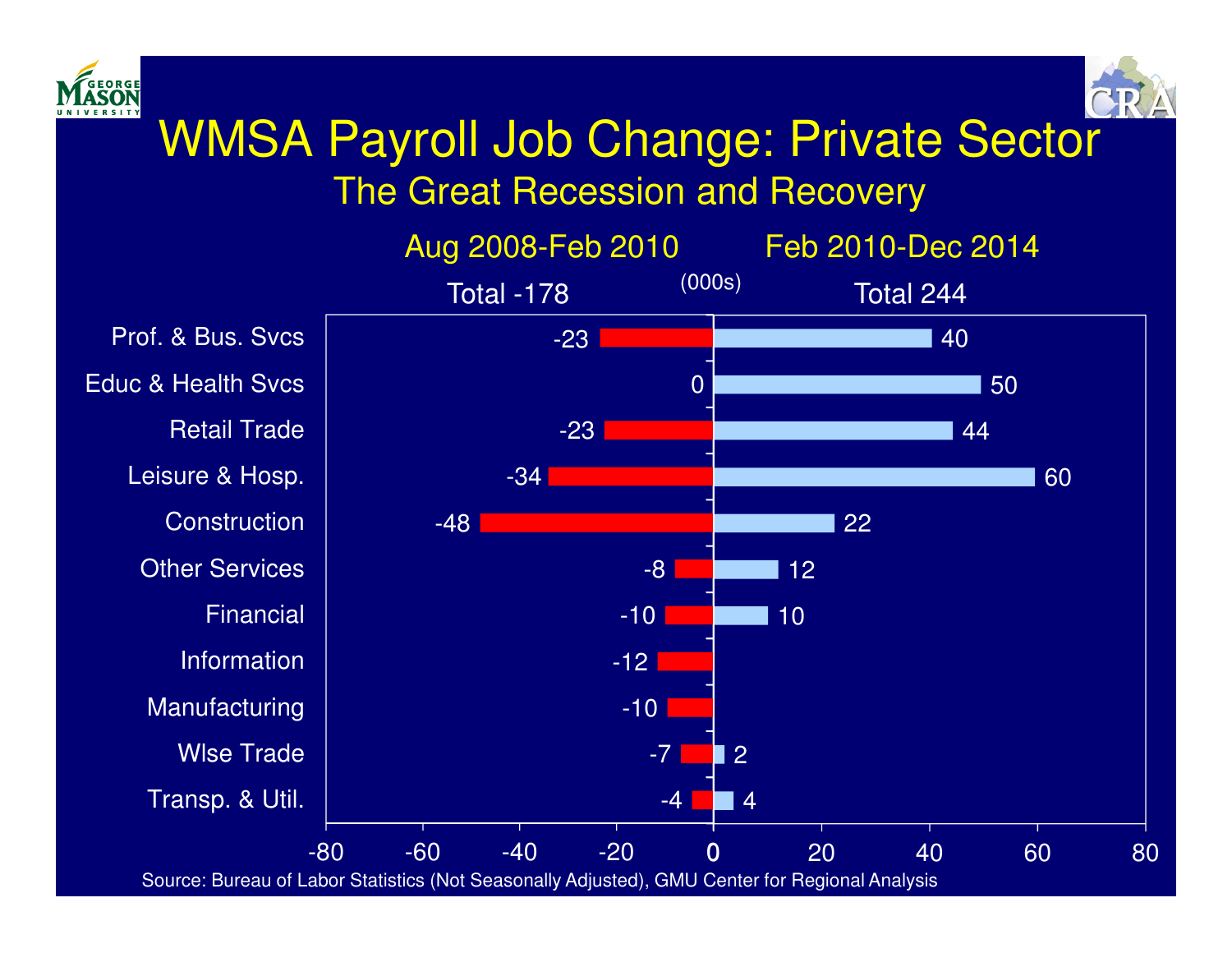# WMSA Payroll Job Change: Private Sector

## The Great Recession and Recovery

(000s)

| Sector | Aug 2008-Feb 2010 (Total -178) | Feb 2010-Dec 2014 (Total 244) |
|---|---|---|
| Prof. & Bus. Svcs | -23 | 40 |
| Educ & Health Svcs | 0 | 50 |
| Retail Trade | -23 | 44 |
| Leisure & Hosp. | -34 | 60 |
| Construction | -48 | 22 |
| Other Services | -8 | 12 |
| Financial | -10 | 10 |
| Information | -12 | |
| Manufacturing | -10 | |
| Wlse Trade | -7 | 2 |
| Transp. & Util. | -4 | 4 |

Source: Bureau of Labor Statistics (Not Seasonally Adjusted), GMU Center for Regional Analysis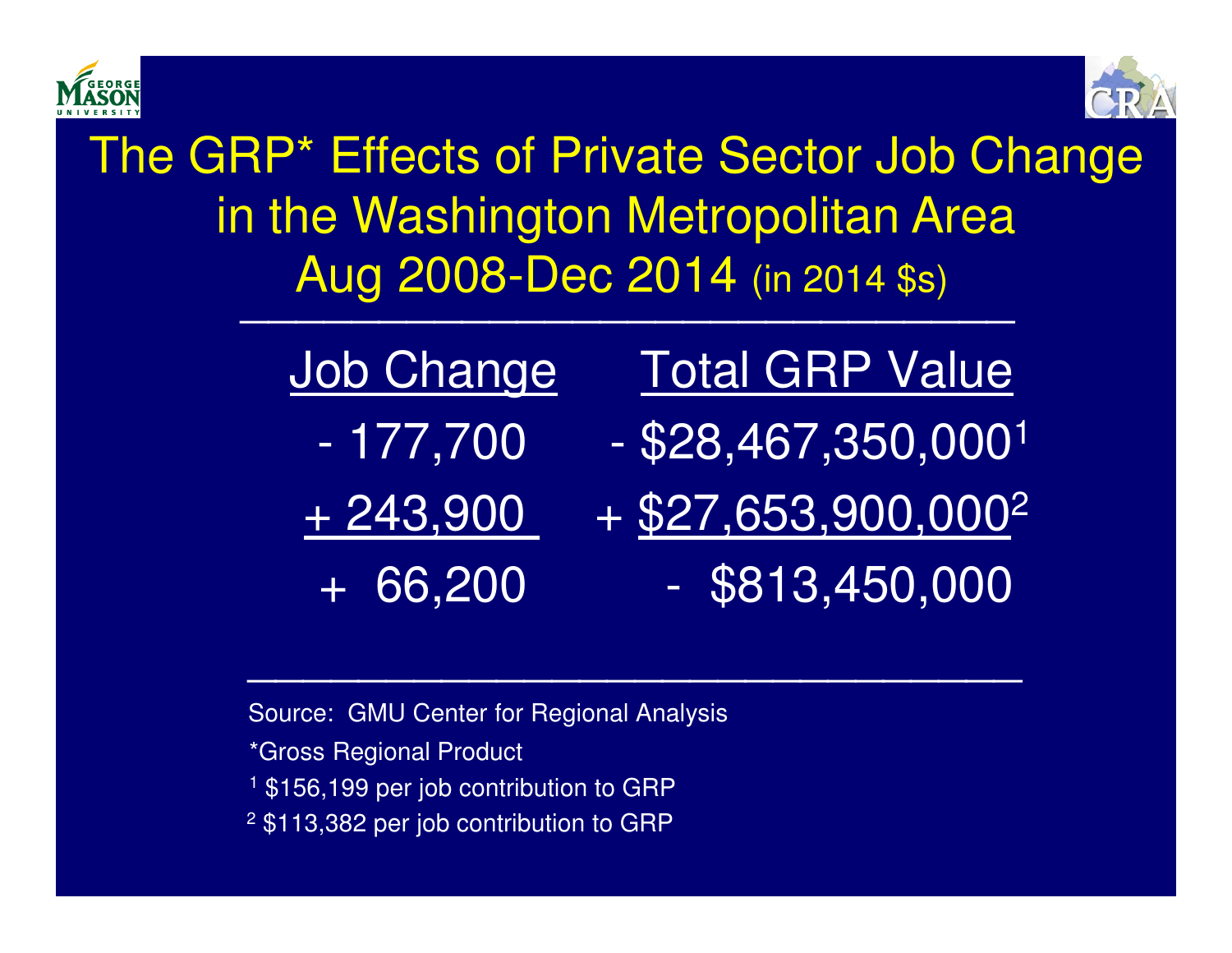# The GRP* Effects of Private Sector Job Change in the Washington Metropolitan Area Aug 2008-Dec 2014 (in 2014 $s)

| Job Change | Total GRP Value |
|---|---|
| - 177,700 | - $28,467,350,000[1] |
| + 243,900 | + $27,653,900,000[2] |
| + 66,200 | - $813,450,000 |

Source: GMU Center for Regional Analysis

*Gross Regional Product

[1] $156,199 per job contribution to GRP

[2] $113,382 per job contribution to GRP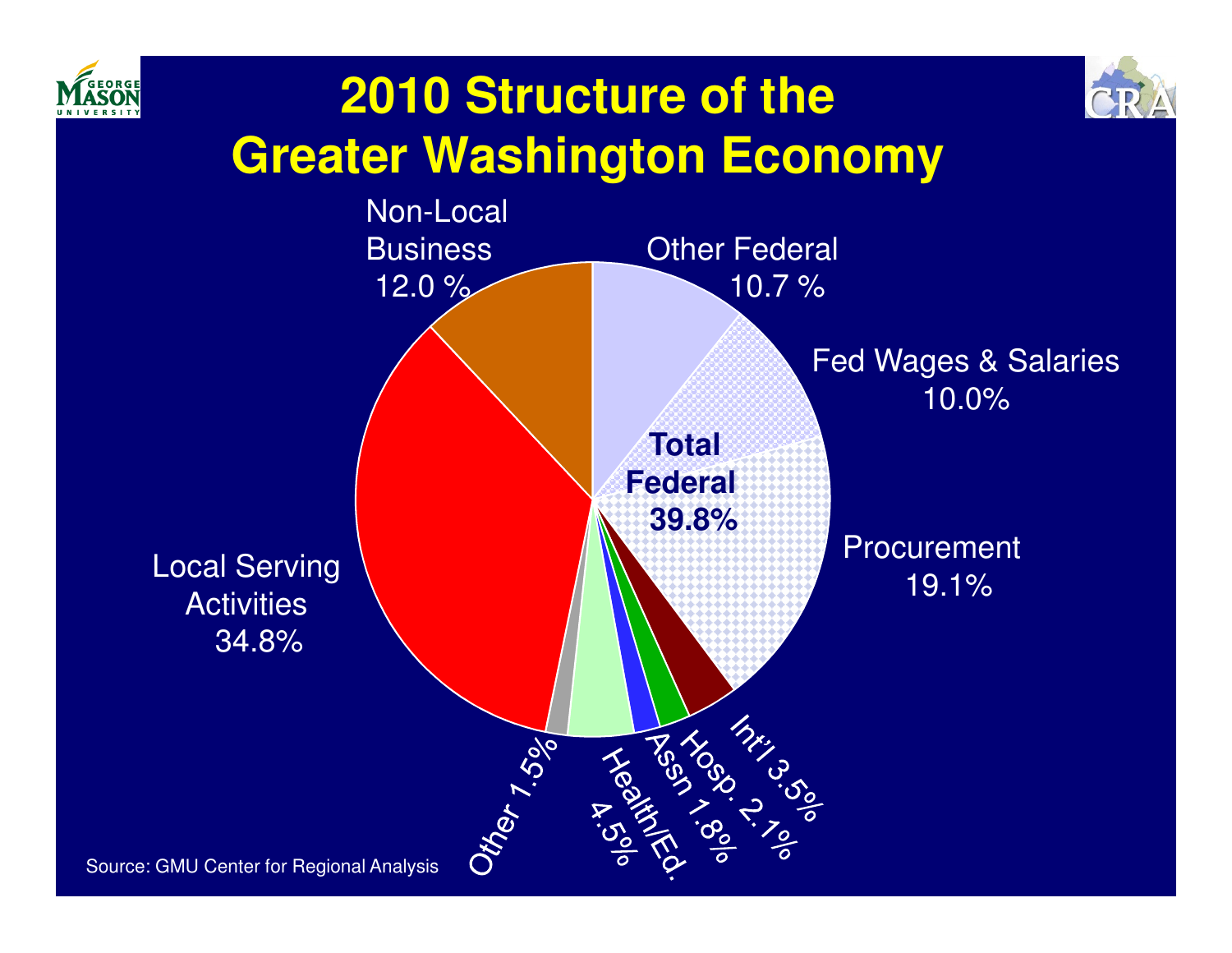# 2010 Structure of the Greater Washington Economy

Non-Local Business 12.0 %

Other Federal 10.7 %

Fed Wages & Salaries 10.0%

Total Federal 39.8%

Procurement 19.1%

Local Serving Activities 34.8%

Int'l 3.5%

Hosp. 2.1%

Assn 1.8%

Health/Ed. 4.5%

Other 1.5%

Source: GMU Center for Regional Analysis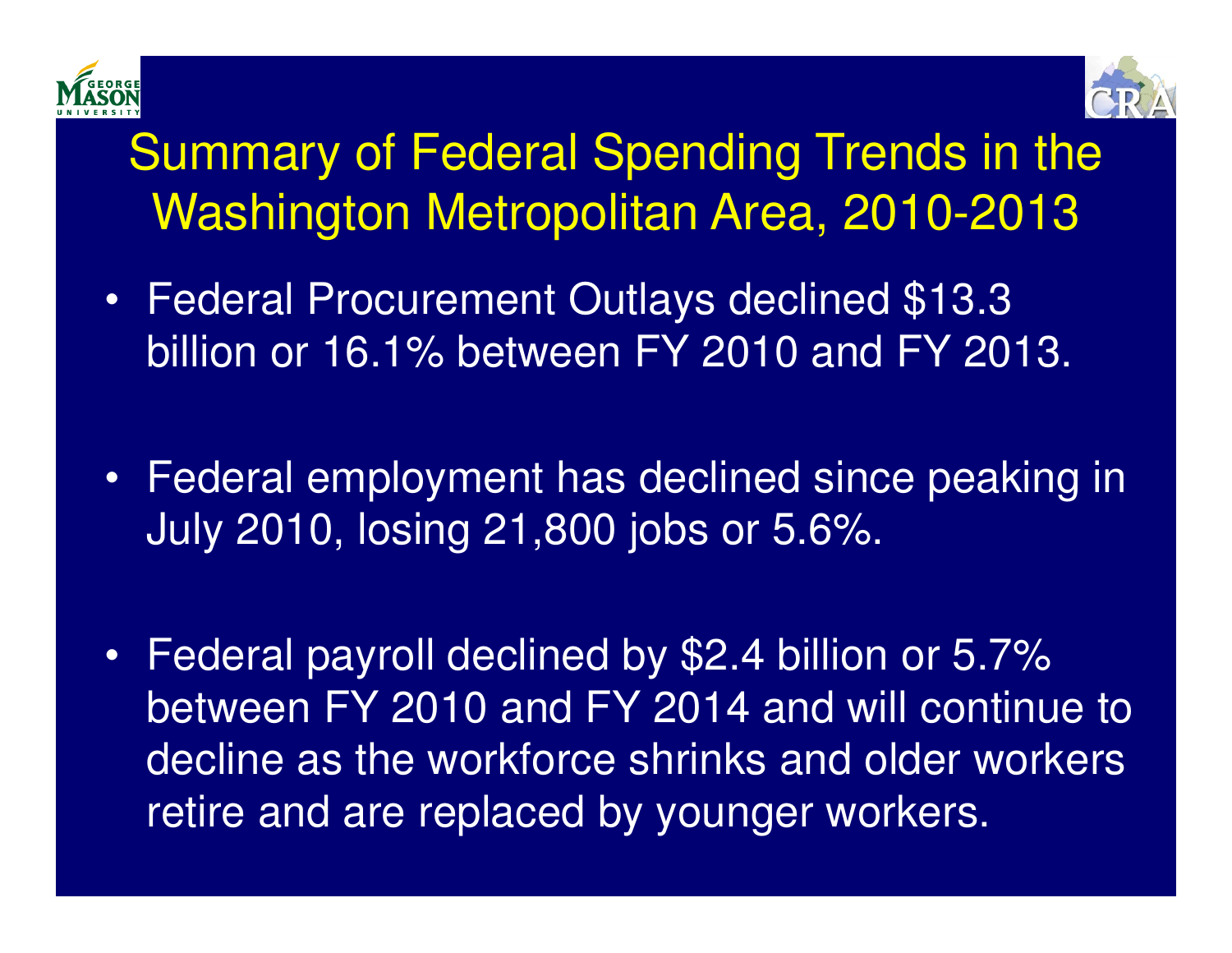# Summary of Federal Spending Trends in the Washington Metropolitan Area, 2010-2013

- Federal Procurement Outlays declined $13.3 billion or 16.1% between FY 2010 and FY 2013.
- Federal employment has declined since peaking in July 2010, losing 21,800 jobs or 5.6%.
- Federal payroll declined by $2.4 billion or 5.7% between FY 2010 and FY 2014 and will continue to decline as the workforce shrinks and older workers retire and are replaced by younger workers.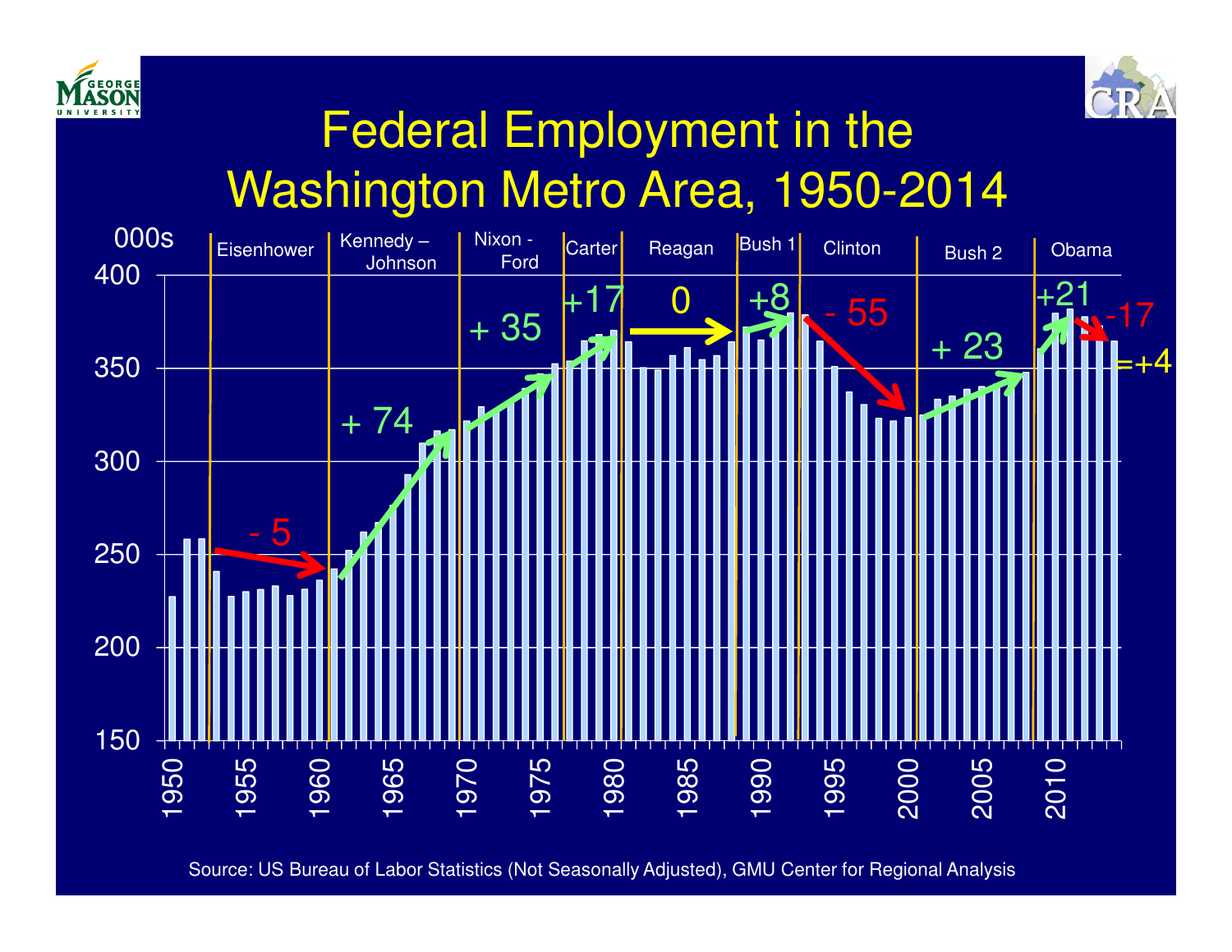# Federal Employment in the Washington Metro Area, 1950-2014

000s

| Administration | Change (000s) |
|---|---|
| Eisenhower | - 5 |
| Kennedy – Johnson | + 74 |
| Nixon - Ford | + 35 |
| Carter | +17 |
| Reagan | 0 |
| Bush 1 | +8 |
| Clinton | - 55 |
| Bush 2 | + 23 |
| Obama | +21, -17 =+4 |

Source: US Bureau of Labor Statistics (Not Seasonally Adjusted), GMU Center for Regional Analysis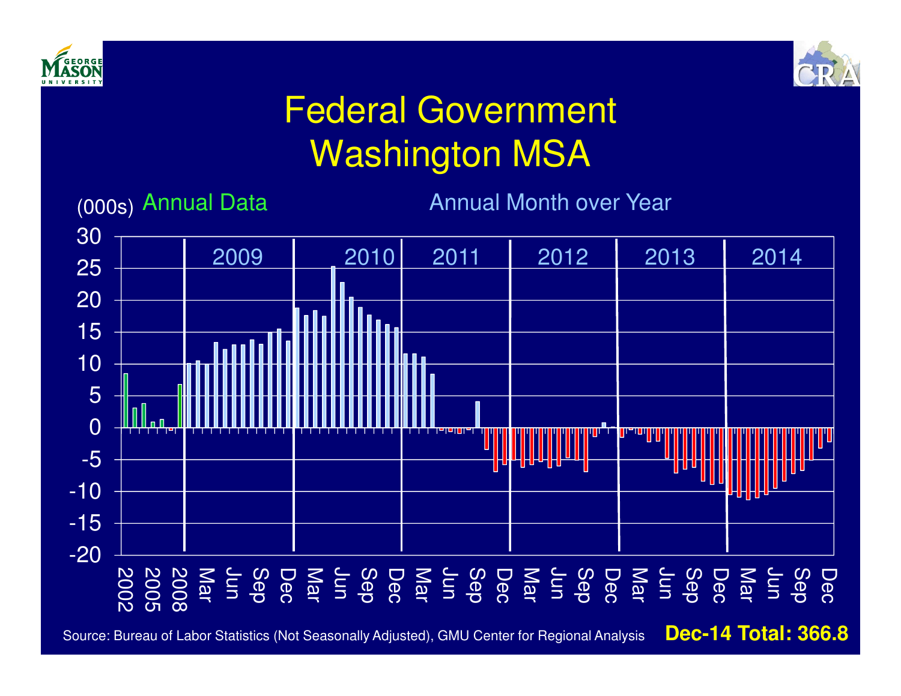# Federal Government
# Washington MSA

(000s) Annual Data — Annual Month over Year

Years: 2009, 2010, 2011, 2012, 2013, 2014

Y-axis: 30, 25, 20, 15, 10, 5, 0, -5, -10, -15, -20

X-axis: 2002, 2005, 2008, Mar, Jun, Sep, Dec, Mar, Jun, Sep, Dec, Mar, Jun, Sep, Dec, Mar, Jun, Sep, Dec, Mar, Jun, Sep, Dec, Mar, Jun, Sep, Dec

Source: Bureau of Labor Statistics (Not Seasonally Adjusted), GMU Center for Regional Analysis

**Dec-14 Total: 366.8**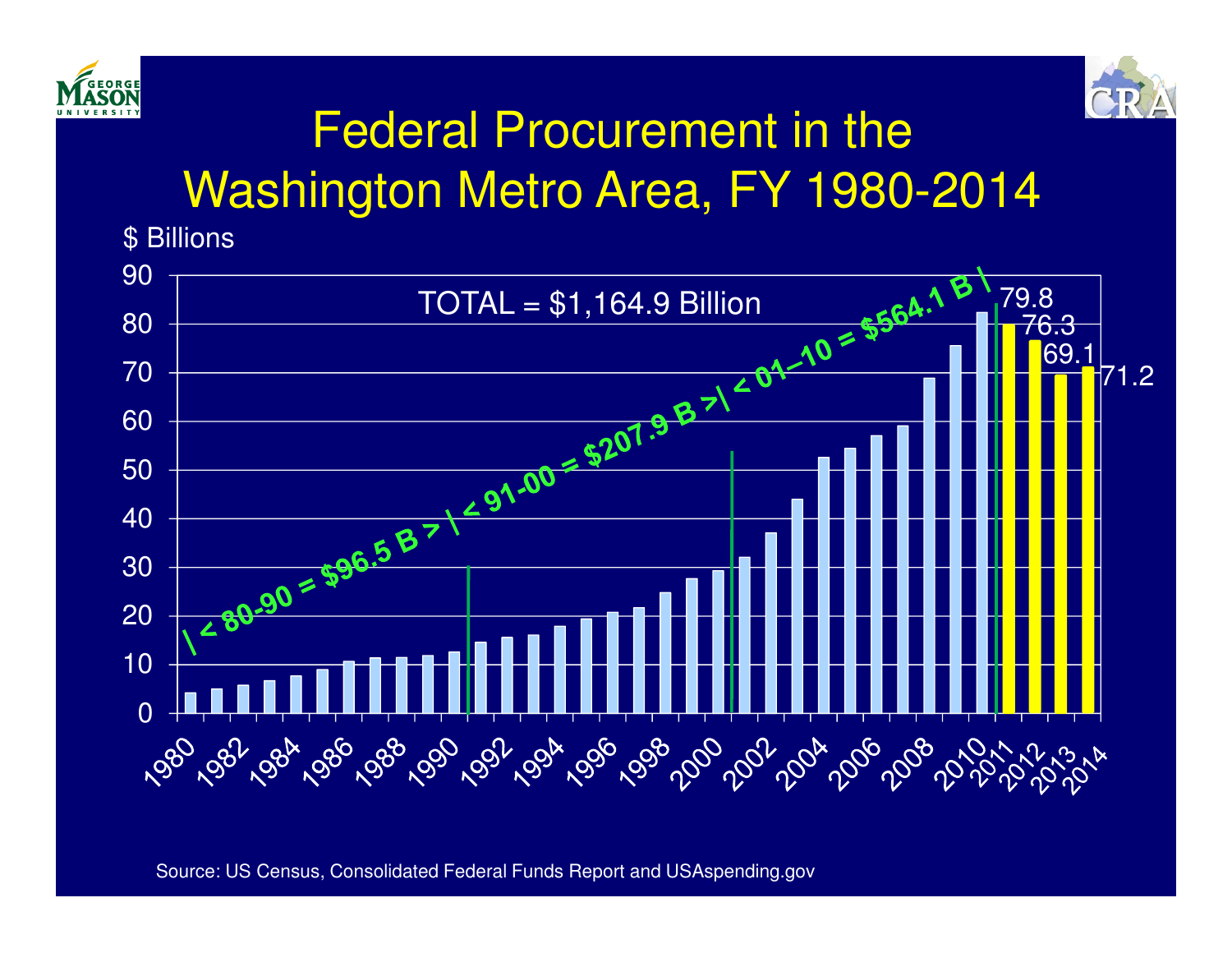# Federal Procurement in the Washington Metro Area, FY 1980-2014

$ Billions

TOTAL = $1,164.9 Billion

|< 80-90 = $96.5 B >|< 91-00 = $207.9 B >|< 01–10 = $564.1 B |

| Year | $ Billions |
|---|---|
| 2011 | 79.8 |
| 2012 | 76.3 |
| 2013 | 69.1 |
| 2014 | 71.2 |

Source: US Census, Consolidated Federal Funds Report and USAspending.gov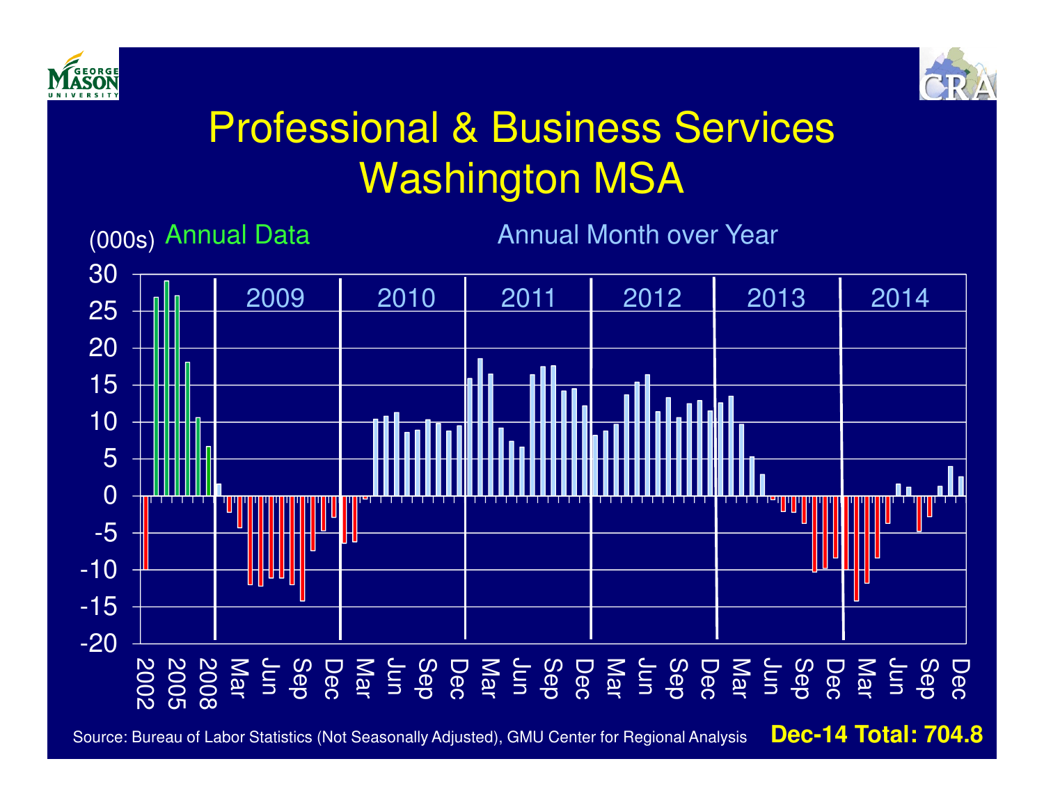# Professional & Business Services
# Washington MSA

(000s) Annual Data | Annual Month over Year

2009 | 2010 | 2011 | 2012 | 2013 | 2014

Source: Bureau of Labor Statistics (Not Seasonally Adjusted), GMU Center for Regional Analysis

**Dec-14 Total: 704.8**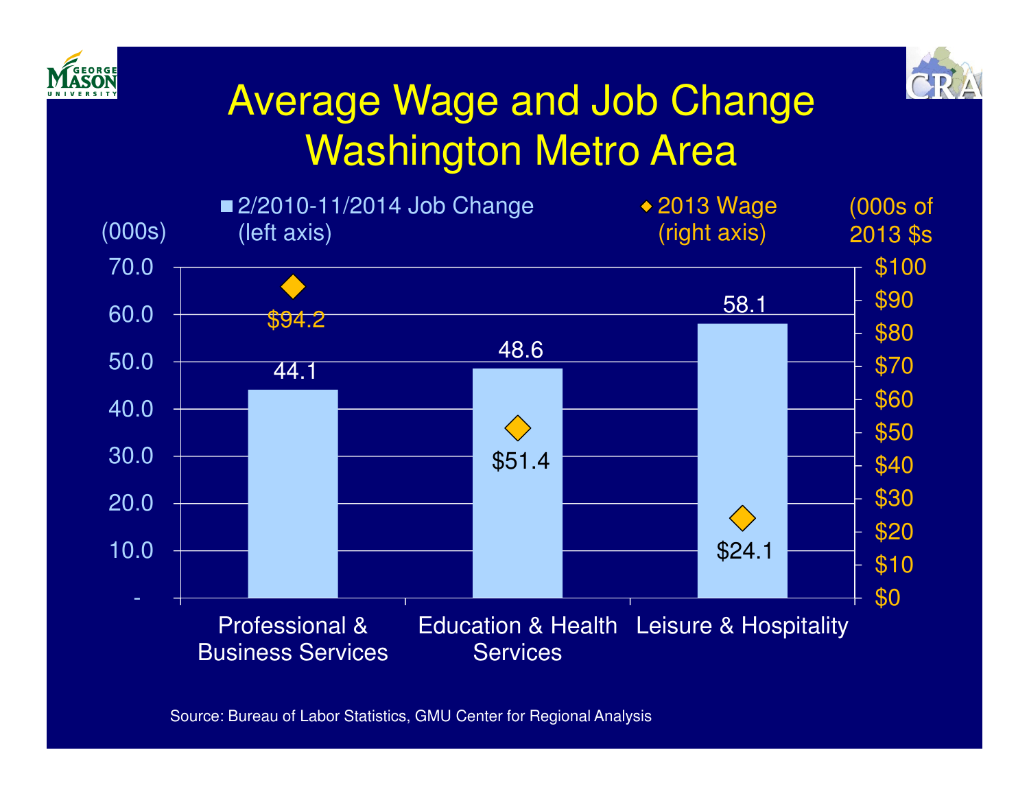# Average Wage and Job Change Washington Metro Area

| | 2/2010-11/2014 Job Change (left axis) (000s) | 2013 Wage (right axis) (000s of 2013 $s) |
|---|---|---|
| Professional & Business Services | 44.1 | $94.2 |
| Education & Health Services | 48.6 | $51.4 |
| Leisure & Hospitality | 58.1 | $24.1 |

Source: Bureau of Labor Statistics, GMU Center for Regional Analysis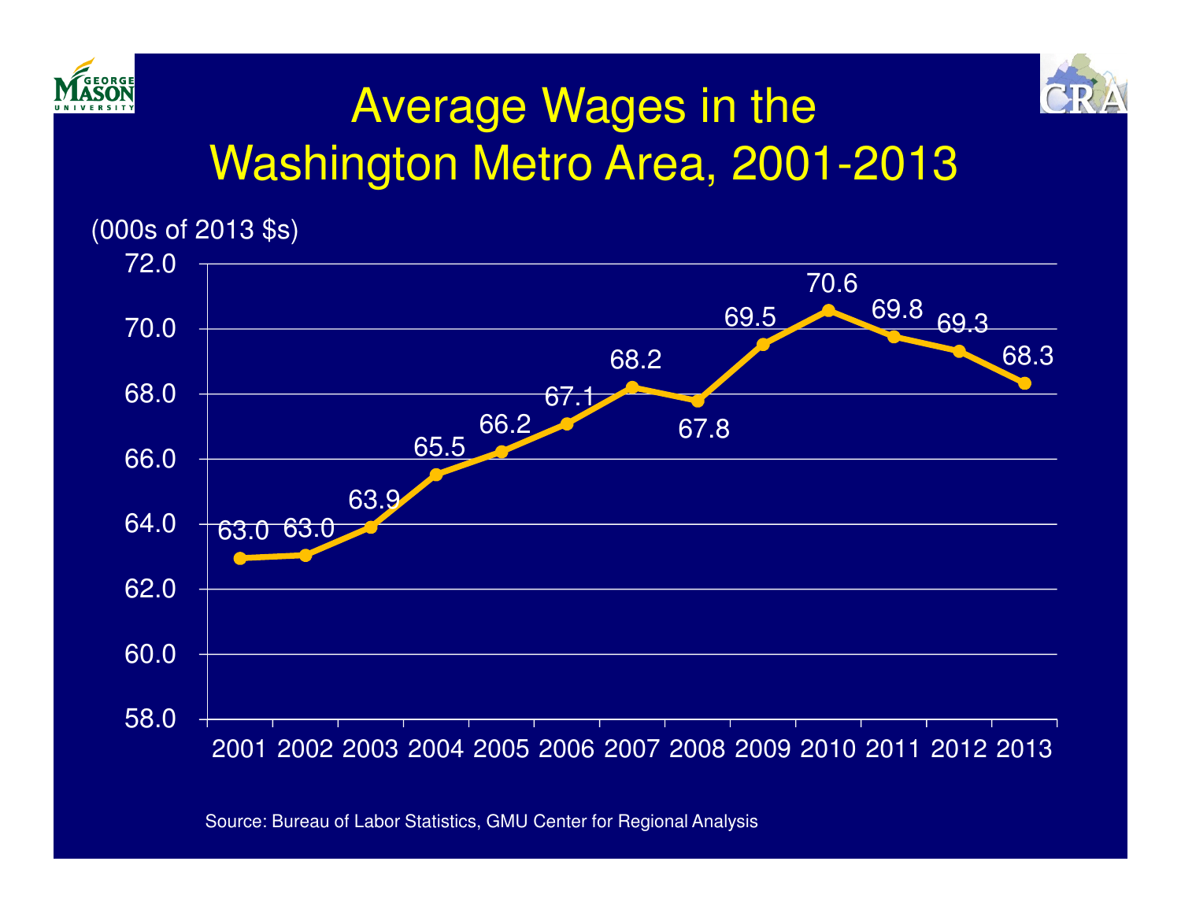# Average Wages in the Washington Metro Area, 2001-2013

(000s of 2013 $s)

| Year | Average Wage |
|---|---|
| 2001 | 63.0 |
| 2002 | 63.0 |
| 2003 | 63.9 |
| 2004 | 65.5 |
| 2005 | 66.2 |
| 2006 | 67.1 |
| 2007 | 68.2 |
| 2008 | 67.8 |
| 2009 | 69.5 |
| 2010 | 70.6 |
| 2011 | 69.8 |
| 2012 | 69.3 |
| 2013 | 68.3 |

Source: Bureau of Labor Statistics, GMU Center for Regional Analysis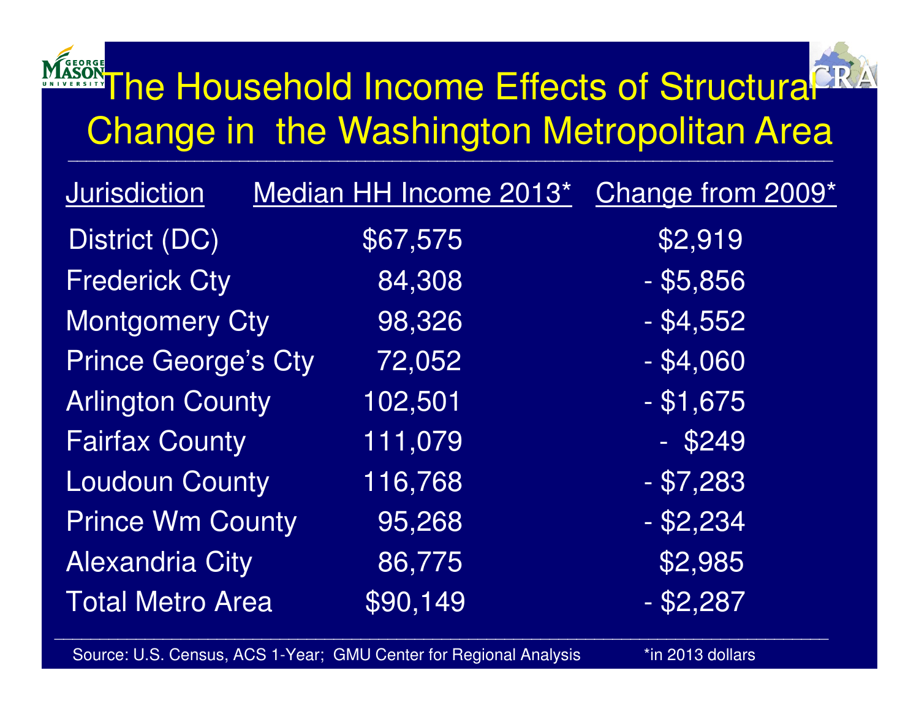# The Household Income Effects of Structural Change in the Washington Metropolitan Area

| Jurisdiction | Median HH Income 2013* | Change from 2009* |
|---|---|---|
| District (DC) | $67,575 | $2,919 |
| Frederick Cty | 84,308 | - $5,856 |
| Montgomery Cty | 98,326 | - $4,552 |
| Prince George's Cty | 72,052 | - $4,060 |
| Arlington County | 102,501 | - $1,675 |
| Fairfax County | 111,079 | - $249 |
| Loudoun County | 116,768 | - $7,283 |
| Prince Wm County | 95,268 | - $2,234 |
| Alexandria City | 86,775 | $2,985 |
| Total Metro Area | $90,149 | - $2,287 |

Source: U.S. Census, ACS 1-Year; GMU Center for Regional Analysis *in 2013 dollars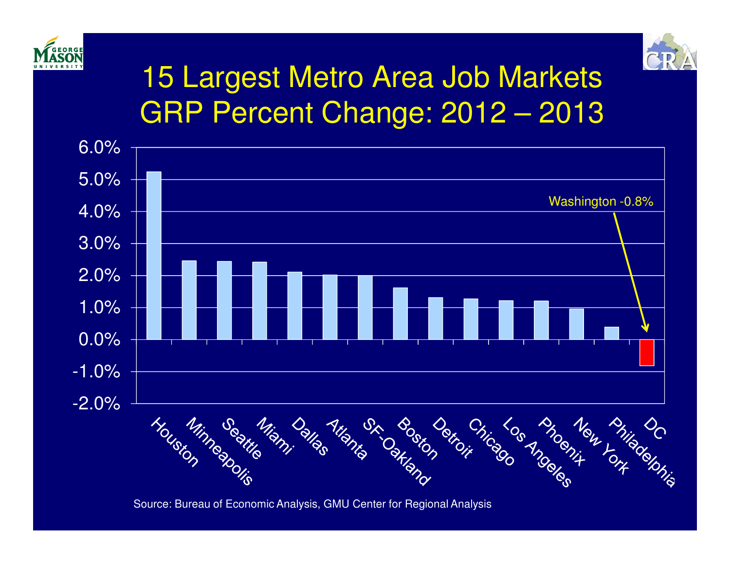# 15 Largest Metro Area Job Markets GRP Percent Change: 2012 – 2013

| Metro Area | GRP Percent Change |
| --- | --- |
| Houston | 5.2% |
| Minneapolis | 2.5% |
| Seattle | 2.4% |
| Miami | 2.4% |
| Dallas | 2.1% |
| Atlanta | 2.0% |
| SF-Oakland | 2.0% |
| Boston | 1.6% |
| Detroit | 1.3% |
| Chicago | 1.3% |
| Los Angeles | 1.2% |
| Phoenix | 1.2% |
| New York | 1.0% |
| Philadelphia | 0.4% |
| DC | -0.8% |

Washington -0.8%

Source: Bureau of Economic Analysis, GMU Center for Regional Analysis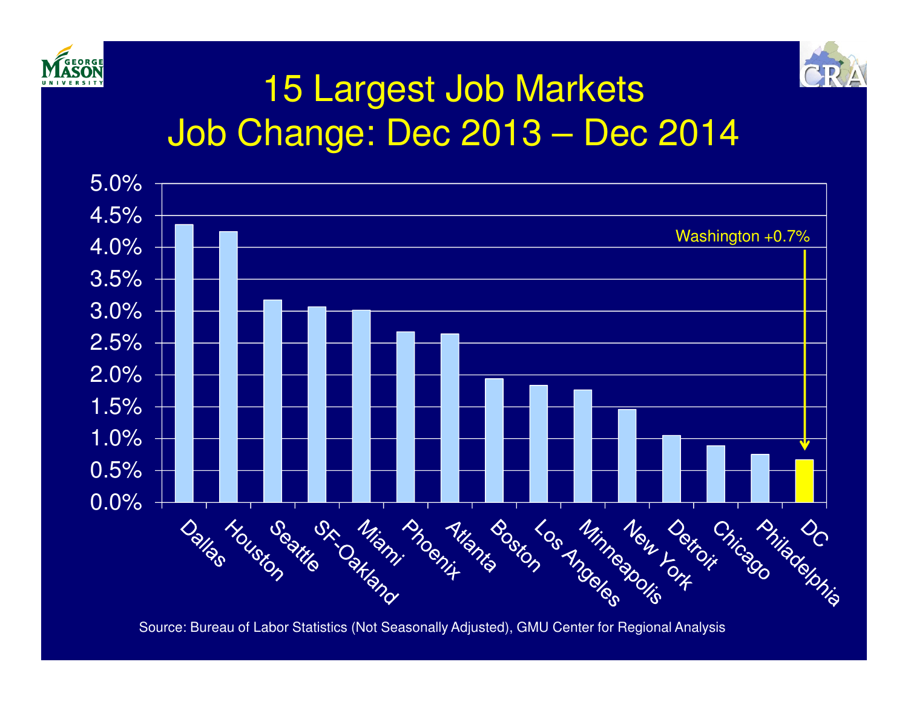# 15 Largest Job Markets
## Job Change: Dec 2013 – Dec 2014

Washington +0.7%

| Metro | Job Change |
|---|---|
| Dallas | 4.35% |
| Houston | 4.25% |
| Seattle | 3.15% |
| SF-Oakland | 3.05% |
| Miami | 3.0% |
| Phoenix | 2.65% |
| Atlanta | 2.65% |
| Boston | 1.95% |
| Los Angeles | 1.85% |
| Minneapolis | 1.75% |
| New York | 1.45% |
| Detroit | 1.05% |
| Chicago | 0.9% |
| Philadelphia | 0.75% |
| DC | 0.7% |

Source: Bureau of Labor Statistics (Not Seasonally Adjusted), GMU Center for Regional Analysis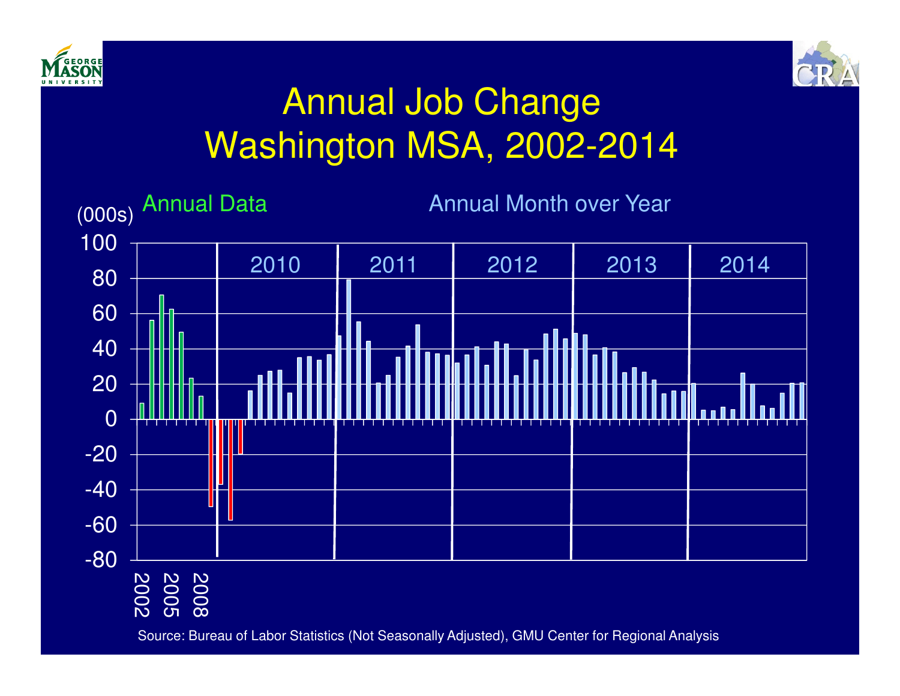# Annual Job Change
# Washington MSA, 2002-2014

Annual Data | Annual Month over Year

(000s)

100
80
60
40
20
0
-20
-40
-60
-80

2010 | 2011 | 2012 | 2013 | 2014

2002 2005 2008

Source: Bureau of Labor Statistics (Not Seasonally Adjusted), GMU Center for Regional Analysis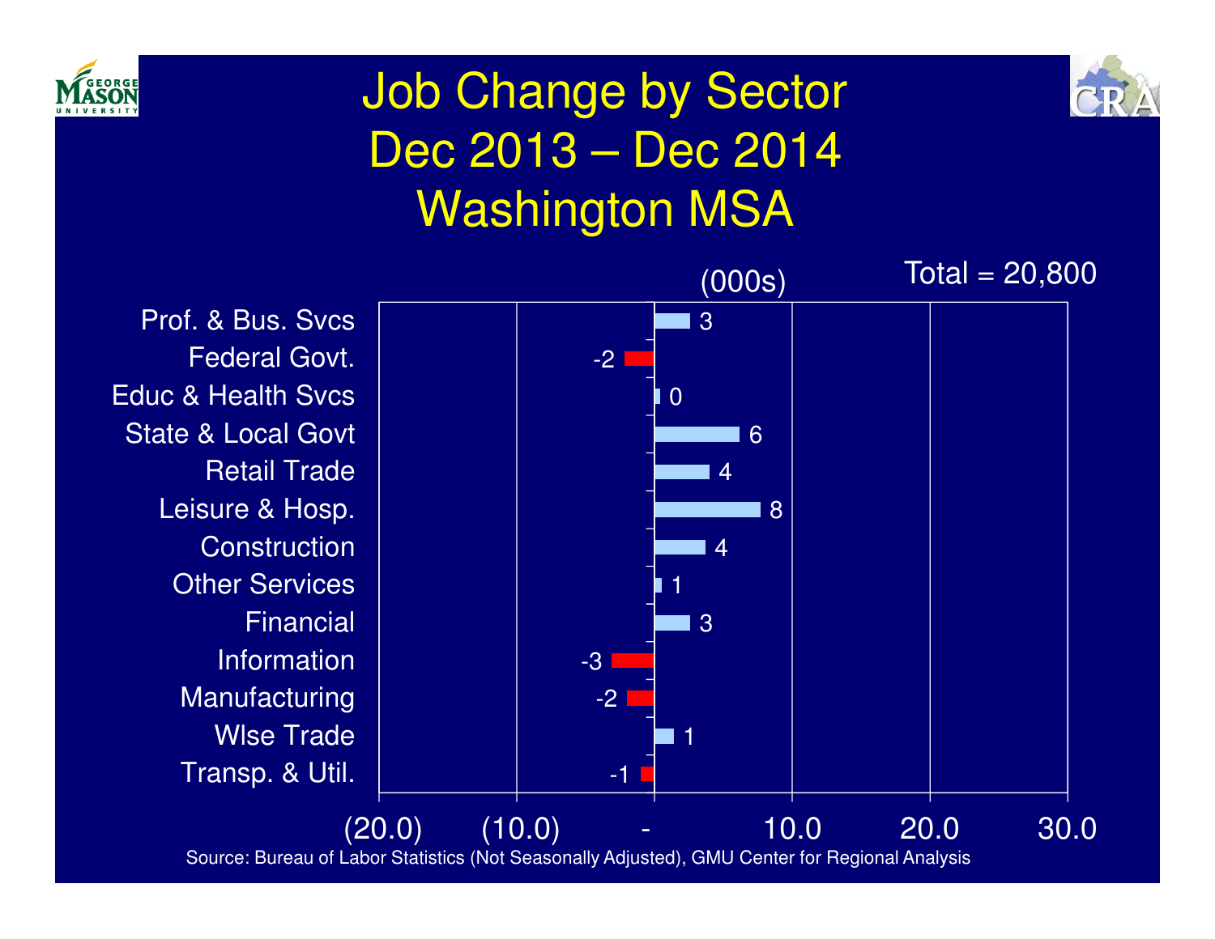# Job Change by Sector
# Dec 2013 – Dec 2014
# Washington MSA

(000s) Total = 20,800

| Sector | Job Change |
|---|---|
| Prof. & Bus. Svcs | 3 |
| Federal Govt. | -2 |
| Educ & Health Svcs | 0 |
| State & Local Govt | 6 |
| Retail Trade | 4 |
| Leisure & Hosp. | 8 |
| Construction | 4 |
| Other Services | 1 |
| Financial | 3 |
| Information | -3 |
| Manufacturing | -2 |
| Wlse Trade | 1 |
| Transp. & Util. | -1 |

Source: Bureau of Labor Statistics (Not Seasonally Adjusted), GMU Center for Regional Analysis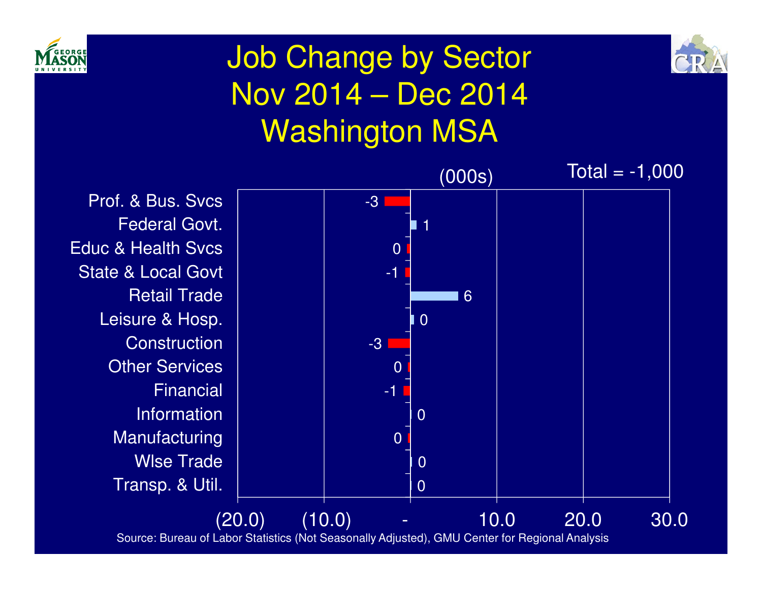# Job Change by Sector
# Nov 2014 – Dec 2014
# Washington MSA

(000s)

Total = -1,000

| Sector | Job Change |
|---|---|
| Prof. & Bus. Svcs | -3 |
| Federal Govt. | 1 |
| Educ & Health Svcs | 0 |
| State & Local Govt | -1 |
| Retail Trade | 6 |
| Leisure & Hosp. | 0 |
| Construction | -3 |
| Other Services | 0 |
| Financial | -1 |
| Information | 0 |
| Manufacturing | 0 |
| Wlse Trade | 0 |
| Transp. & Util. | 0 |

Source: Bureau of Labor Statistics (Not Seasonally Adjusted), GMU Center for Regional Analysis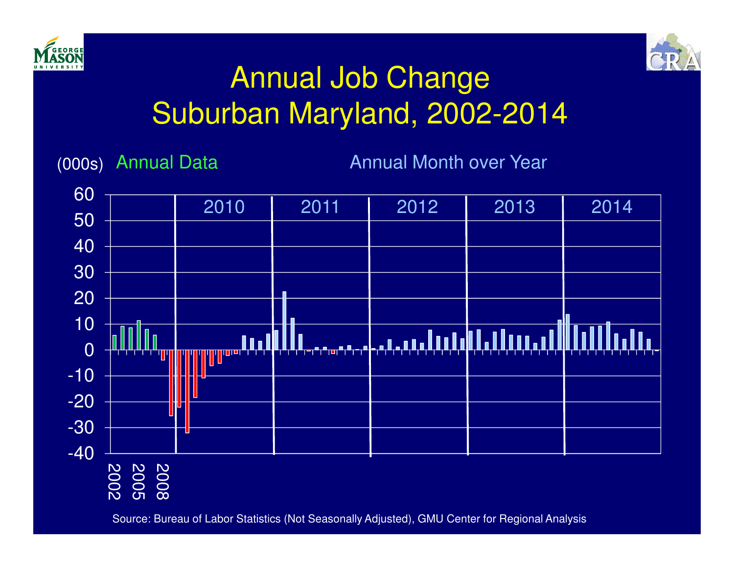# Annual Job Change
## Suburban Maryland, 2002-2014

(000s) Annual Data — Annual Month over Year

2010 2011 2012 2013 2014

60, 50, 40, 30, 20, 10, 0, -10, -20, -30, -40

2002 2005 2008

Source: Bureau of Labor Statistics (Not Seasonally Adjusted), GMU Center for Regional Analysis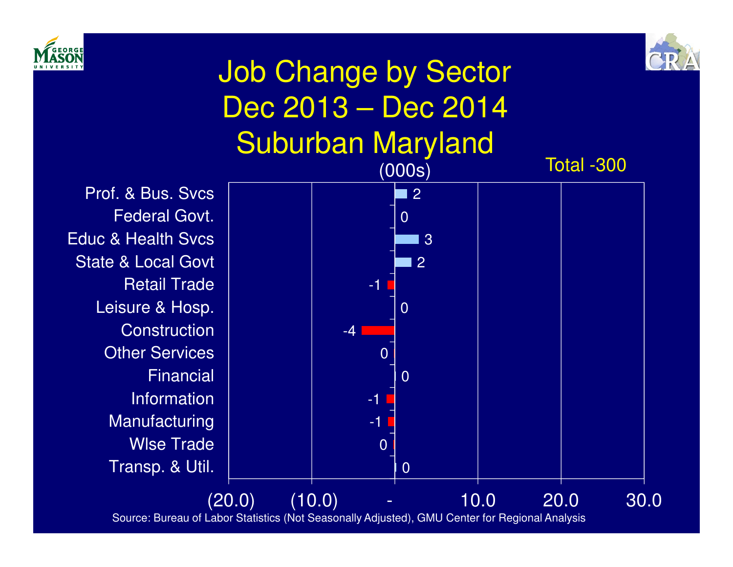# Job Change by Sector
# Dec 2013 – Dec 2014
# Suburban Maryland

(000s) Total -300

| Sector | Job Change |
| --- | --- |
| Prof. & Bus. Svcs | 2 |
| Federal Govt. | 0 |
| Educ & Health Svcs | 3 |
| State & Local Govt | 2 |
| Retail Trade | -1 |
| Leisure & Hosp. | 0 |
| Construction | -4 |
| Other Services | 0 |
| Financial | 0 |
| Information | -1 |
| Manufacturing | -1 |
| Wlse Trade | 0 |
| Transp. & Util. | 0 |

Source: Bureau of Labor Statistics (Not Seasonally Adjusted), GMU Center for Regional Analysis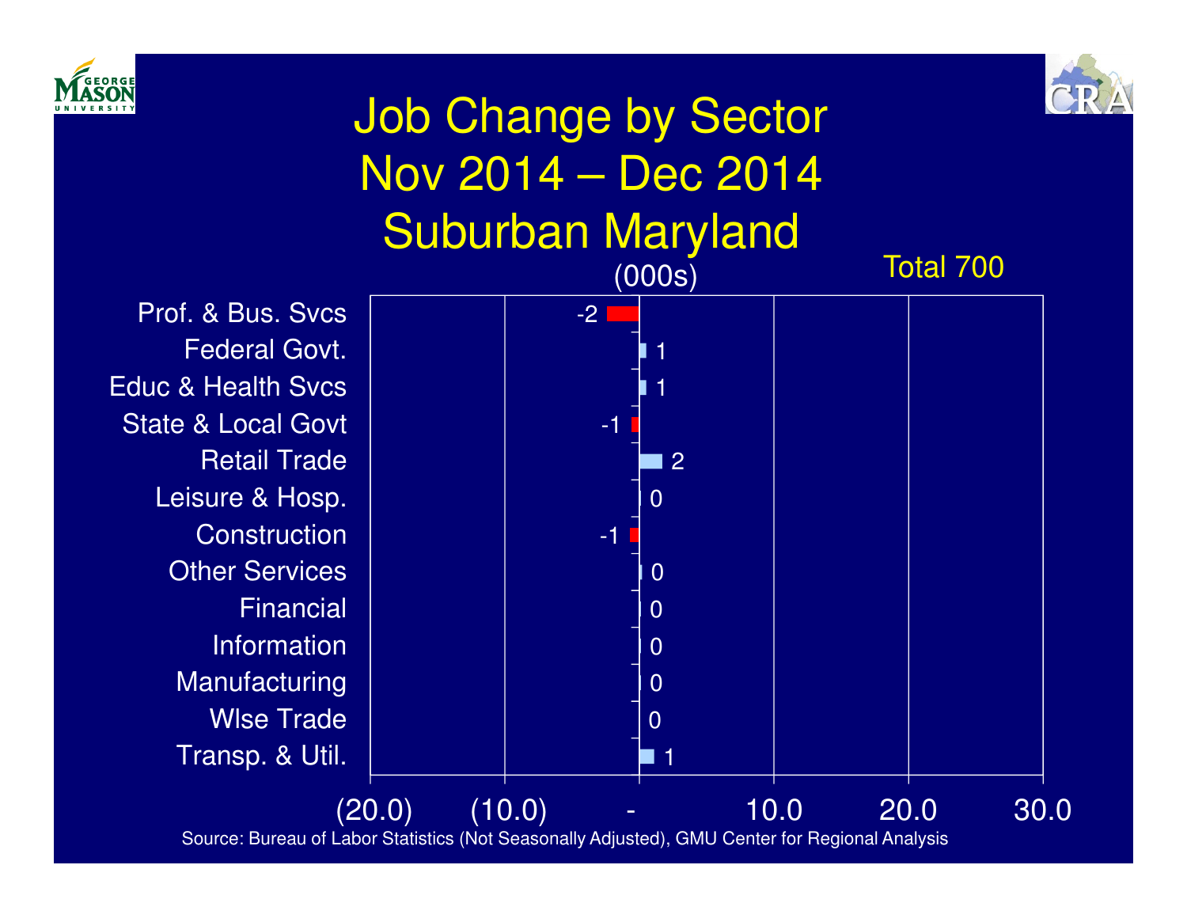# Job Change by Sector
# Nov 2014 – Dec 2014
# Suburban Maryland

(000s) Total 700

| Sector | Job Change |
| --- | --- |
| Prof. & Bus. Svcs | -2 |
| Federal Govt. | 1 |
| Educ & Health Svcs | 1 |
| State & Local Govt | -1 |
| Retail Trade | 2 |
| Leisure & Hosp. | 0 |
| Construction | -1 |
| Other Services | 0 |
| Financial | 0 |
| Information | 0 |
| Manufacturing | 0 |
| Wlse Trade | 0 |
| Transp. & Util. | 1 |

Axis: (20.0) (10.0) - 10.0 20.0 30.0

Source: Bureau of Labor Statistics (Not Seasonally Adjusted), GMU Center for Regional Analysis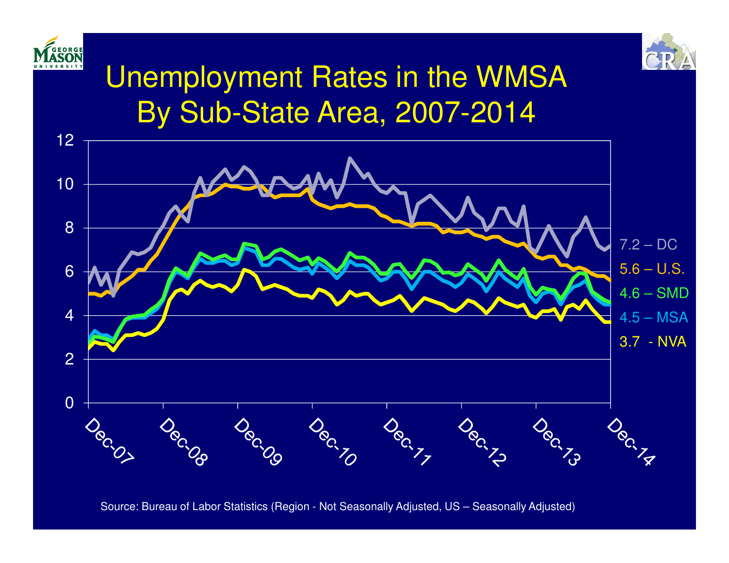# Unemployment Rates in the WMSA By Sub-State Area, 2007-2014

7.2 – DC

5.6 – U.S.

4.6 – SMD

4.5 – MSA

3.7 - NVA

Source: Bureau of Labor Statistics (Region - Not Seasonally Adjusted, US – Seasonally Adjusted)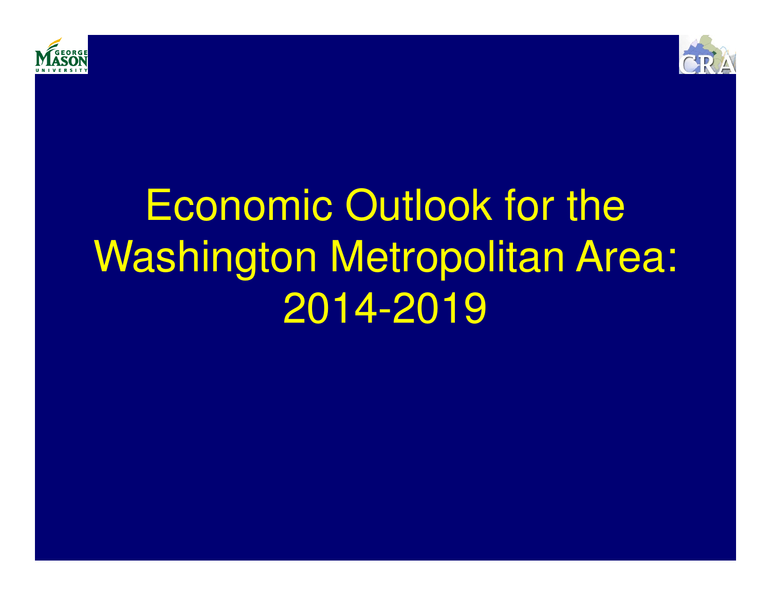# Economic Outlook for the Washington Metropolitan Area: 2014-2019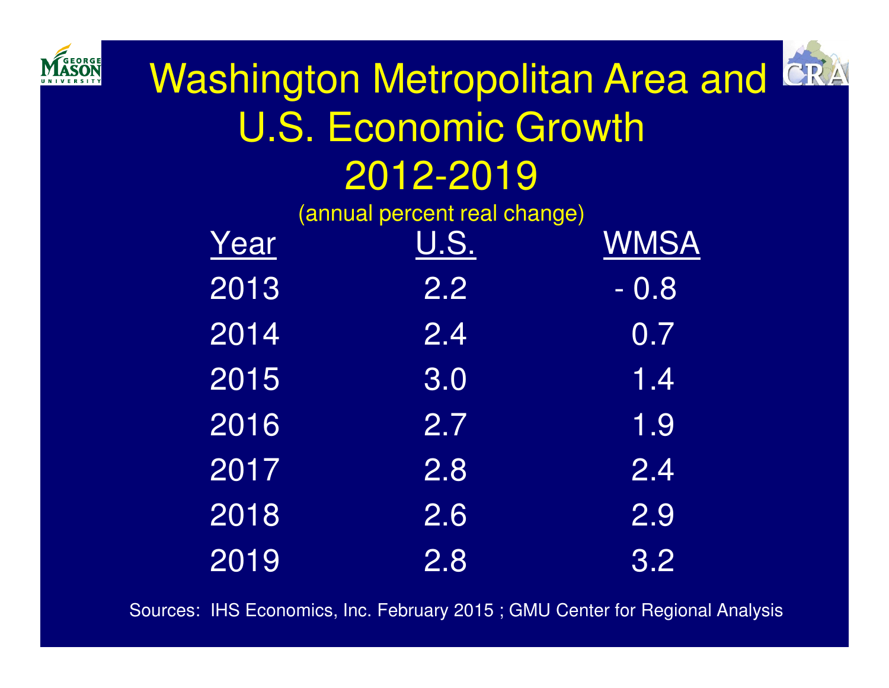# Washington Metropolitan Area and U.S. Economic Growth 2012-2019

(annual percent real change)

| Year | U.S. | WMSA |
|---|---|---|
| 2013 | 2.2 | - 0.8 |
| 2014 | 2.4 | 0.7 |
| 2015 | 3.0 | 1.4 |
| 2016 | 2.7 | 1.9 |
| 2017 | 2.8 | 2.4 |
| 2018 | 2.6 | 2.9 |
| 2019 | 2.8 | 3.2 |

Sources: IHS Economics, Inc. February 2015 ; GMU Center for Regional Analysis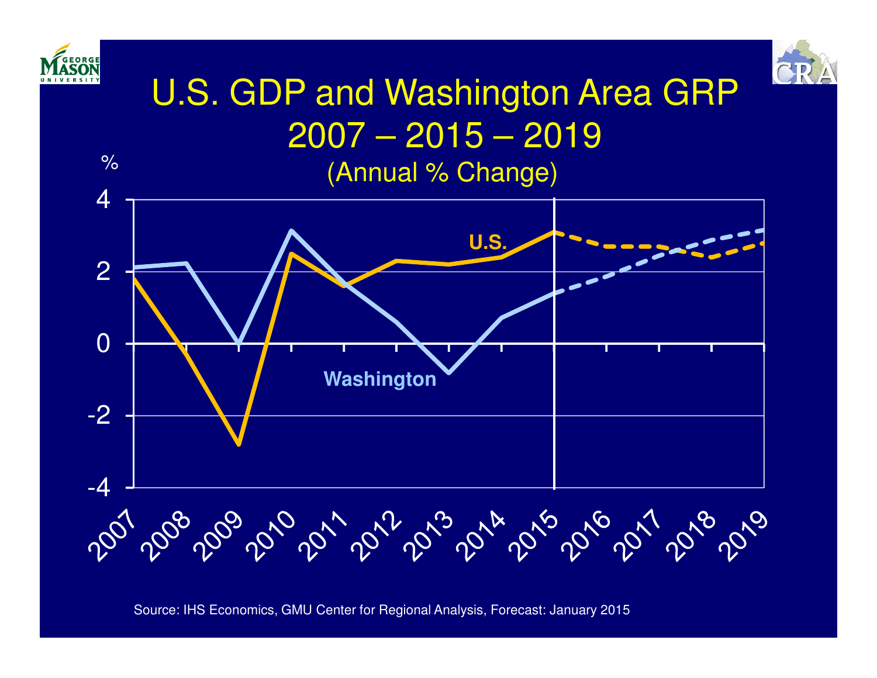# U.S. GDP and Washington Area GRP 2007 – 2015 – 2019

(Annual % Change)

%

4

2

0

-2

-4

U.S.

Washington

2007 2008 2009 2010 2011 2012 2013 2014 2015 2016 2017 2018 2019

Source: IHS Economics, GMU Center for Regional Analysis, Forecast: January 2015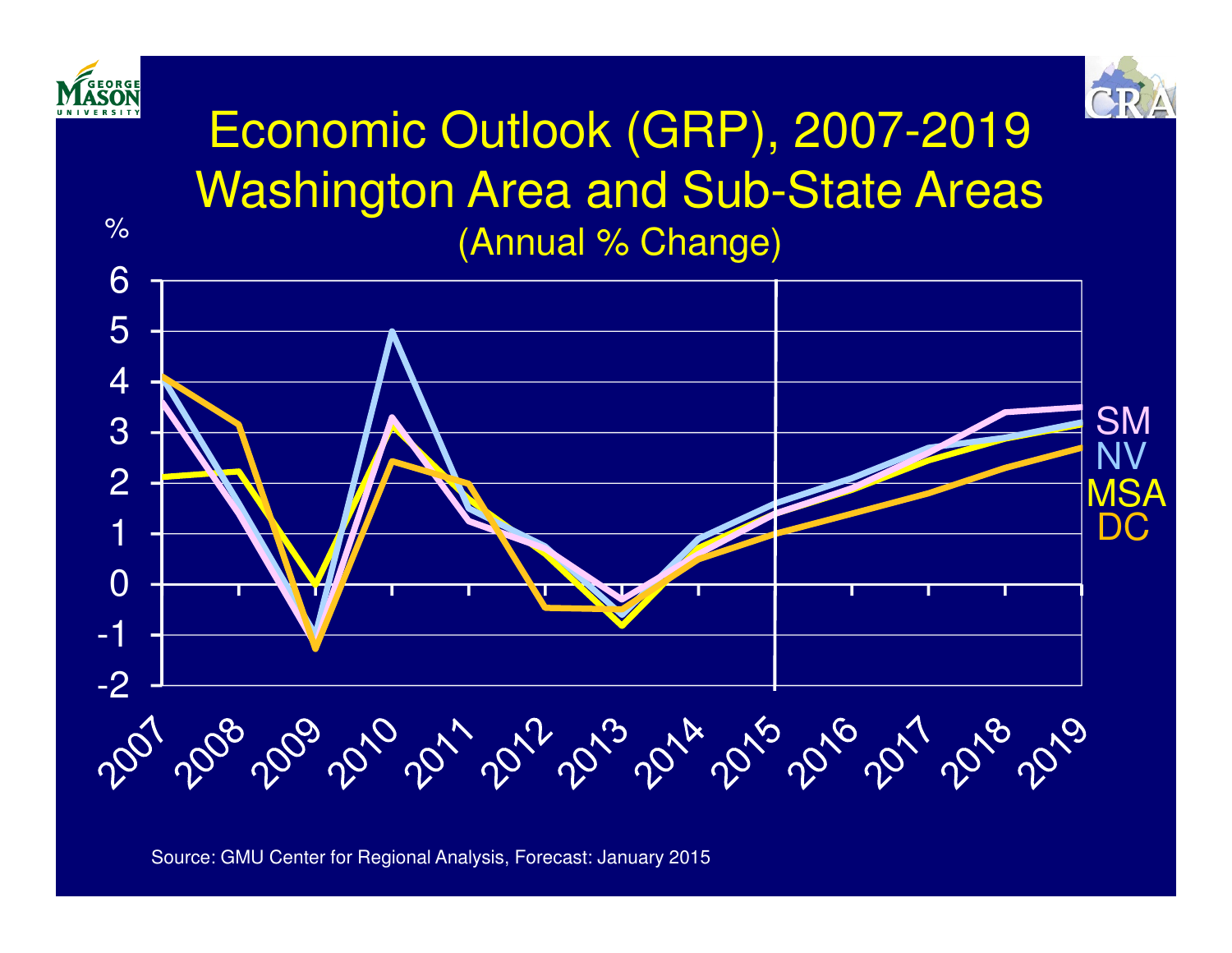# Economic Outlook (GRP), 2007-2019
## Washington Area and Sub-State Areas

(Annual % Change)

%

6
5
4
3
2
1
0
-1
-2

2007 2008 2009 2010 2011 2012 2013 2014 2015 2016 2017 2018 2019

SM
NV
MSA
DC

Source: GMU Center for Regional Analysis, Forecast: January 2015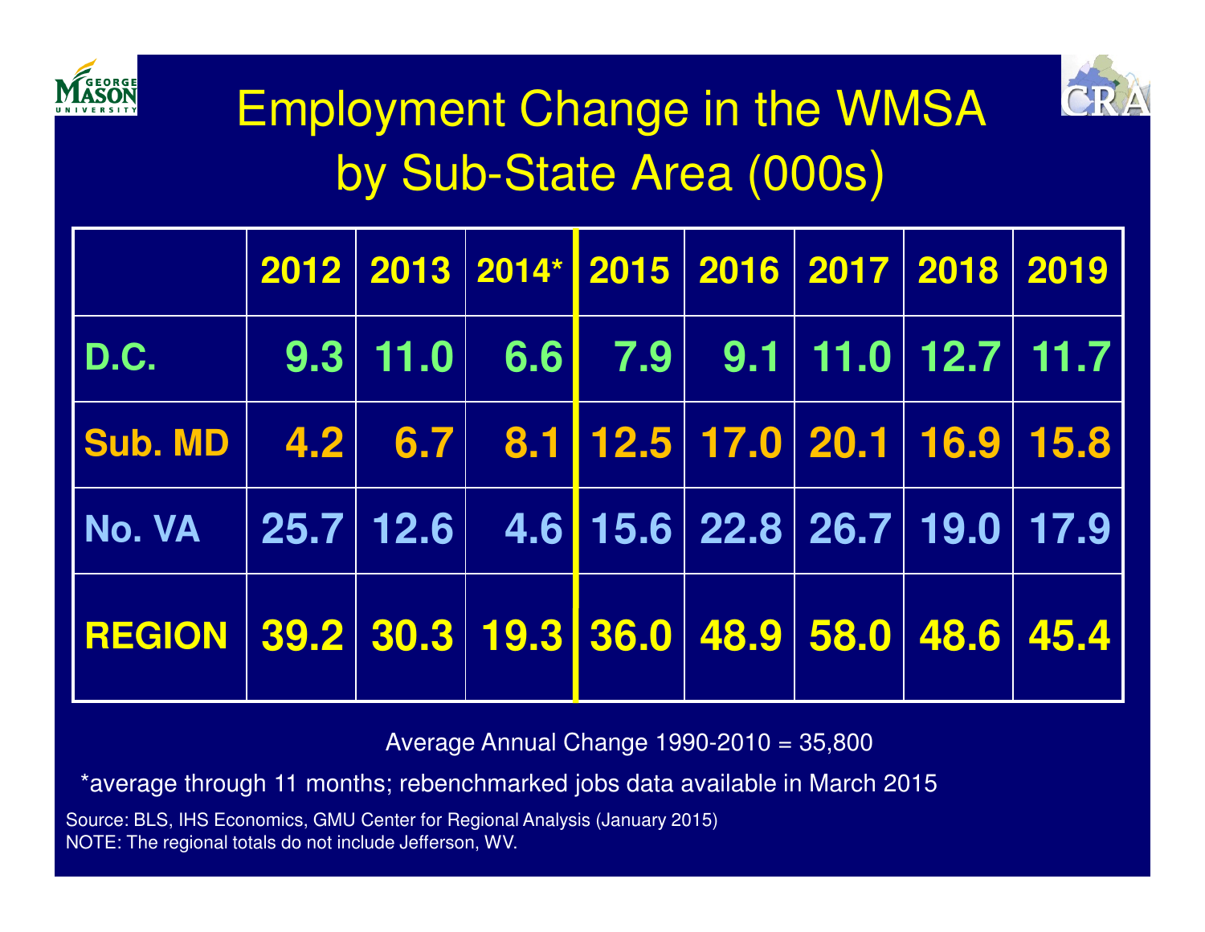# Employment Change in the WMSA by Sub-State Area (000s)

| | 2012 | 2013 | 2014* | 2015 | 2016 | 2017 | 2018 | 2019 |
|---|---|---|---|---|---|---|---|---|
| D.C. | 9.3 | 11.0 | 6.6 | 7.9 | 9.1 | 11.0 | 12.7 | 11.7 |
| Sub. MD | 4.2 | 6.7 | 8.1 | 12.5 | 17.0 | 20.1 | 16.9 | 15.8 |
| No. VA | 25.7 | 12.6 | 4.6 | 15.6 | 22.8 | 26.7 | 19.0 | 17.9 |
| REGION | 39.2 | 30.3 | 19.3 | 36.0 | 48.9 | 58.0 | 48.6 | 45.4 |

Average Annual Change 1990-2010 = 35,800

*average through 11 months; rebenchmarked jobs data available in March 2015

Source: BLS, IHS Economics, GMU Center for Regional Analysis (January 2015)
NOTE: The regional totals do not include Jefferson, WV.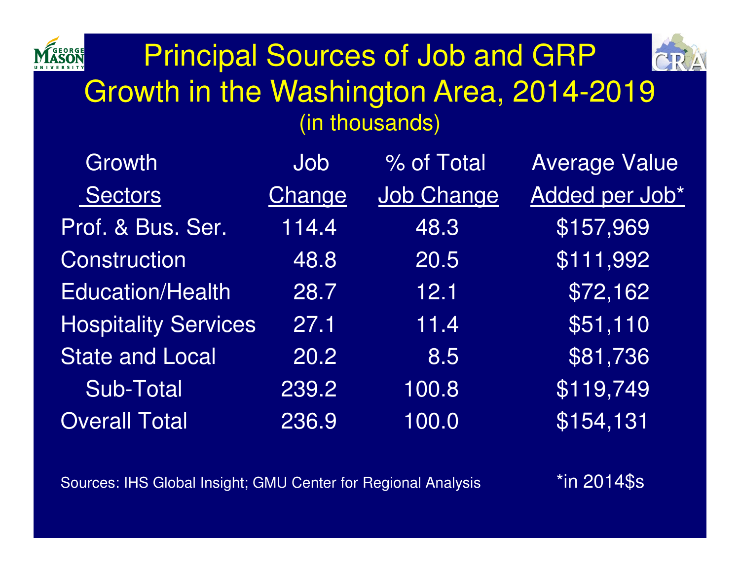# Principal Sources of Job and GRP Growth in the Washington Area, 2014-2019

(in thousands)

| Growth Sectors | Job Change | % of Total Job Change | Average Value Added per Job* |
|---|---|---|---|
| Prof. & Bus. Ser. | 114.4 | 48.3 | $157,969 |
| Construction | 48.8 | 20.5 | $111,992 |
| Education/Health | 28.7 | 12.1 | $72,162 |
| Hospitality Services | 27.1 | 11.4 | $51,110 |
| State and Local | 20.2 | 8.5 | $81,736 |
| Sub-Total | 239.2 | 100.8 | $119,749 |
| Overall Total | 236.9 | 100.0 | $154,131 |

Sources: IHS Global Insight; GMU Center for Regional Analysis

*in 2014$s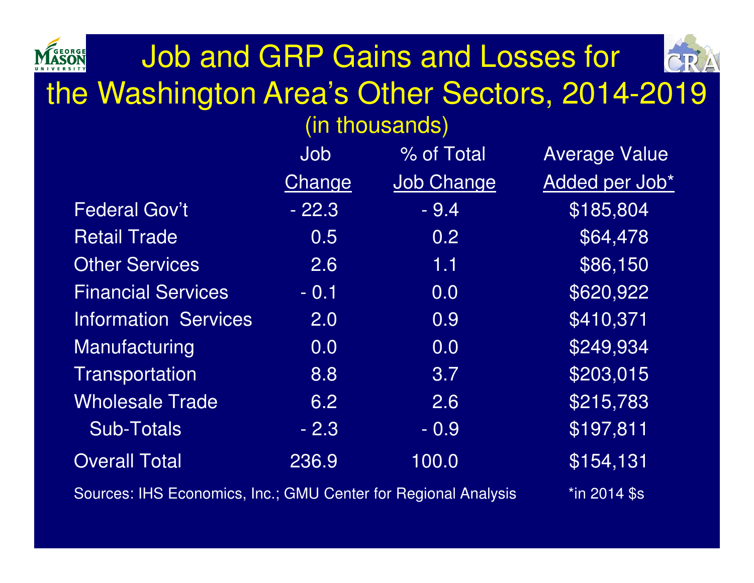# Job and GRP Gains and Losses for the Washington Area's Other Sectors, 2014-2019

(in thousands)

| | Job Change | % of Total Job Change | Average Value Added per Job* |
|---|---|---|---|
| Federal Gov't | - 22.3 | - 9.4 | $185,804 |
| Retail Trade | 0.5 | 0.2 | $64,478 |
| Other Services | 2.6 | 1.1 | $86,150 |
| Financial Services | - 0.1 | 0.0 | $620,922 |
| Information Services | 2.0 | 0.9 | $410,371 |
| Manufacturing | 0.0 | 0.0 | $249,934 |
| Transportation | 8.8 | 3.7 | $203,015 |
| Wholesale Trade | 6.2 | 2.6 | $215,783 |
| Sub-Totals | - 2.3 | - 0.9 | $197,811 |
| Overall Total | 236.9 | 100.0 | $154,131 |

Sources: IHS Economics, Inc.; GMU Center for Regional Analysis

*in 2014 $s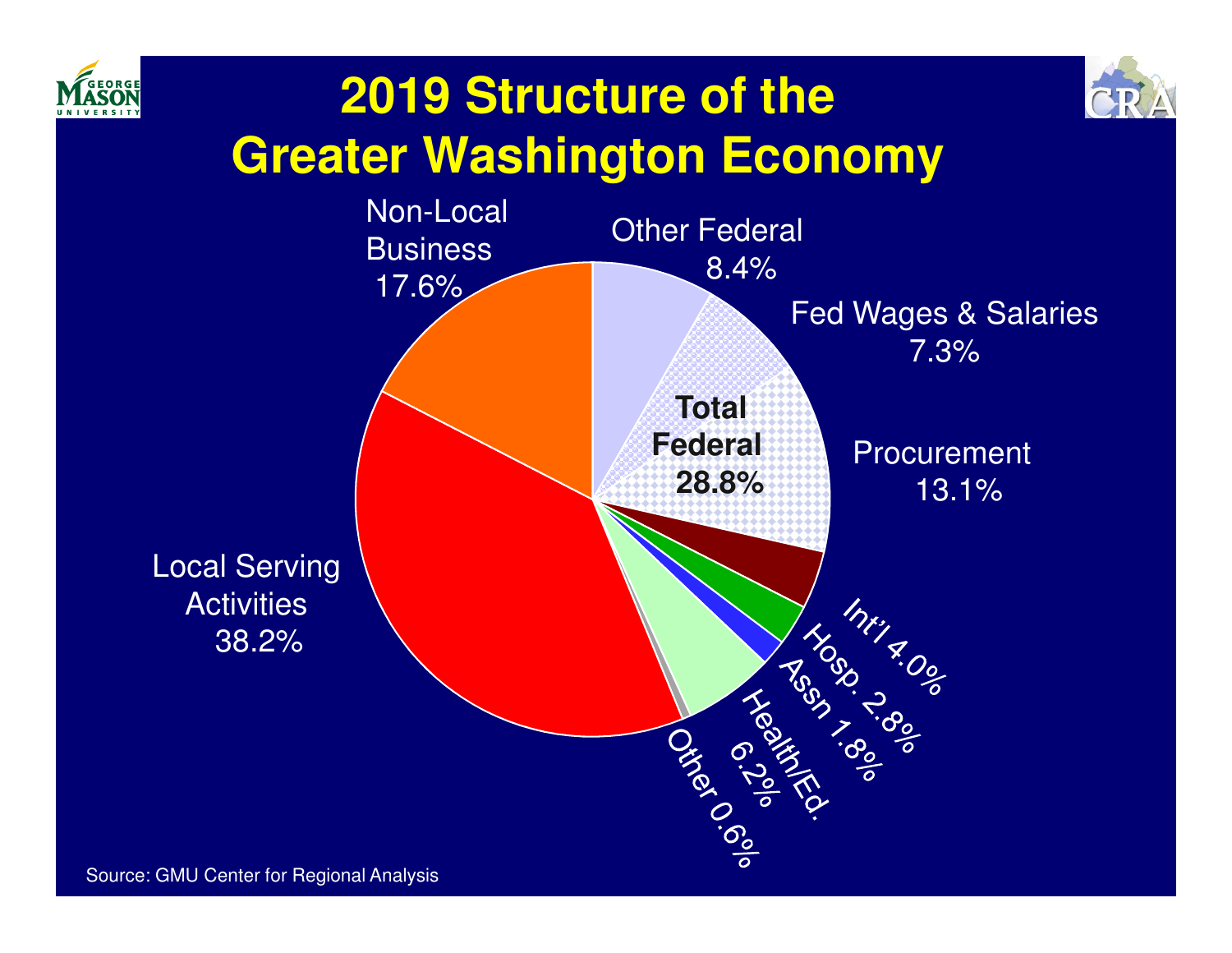# 2019 Structure of the Greater Washington Economy

| Category | Share |
|---|---|
| Non-Local Business | 17.6% |
| Other Federal | 8.4% |
| Fed Wages & Salaries | 7.3% |
| Procurement | 13.1% |
| **Total Federal** | **28.8%** |
| Int'l | 4.0% |
| Hosp. | 2.8% |
| Assn | 1.8% |
| Health/Ed. | 6.2% |
| Other | 0.6% |
| Local Serving Activities | 38.2% |

Source: GMU Center for Regional Analysis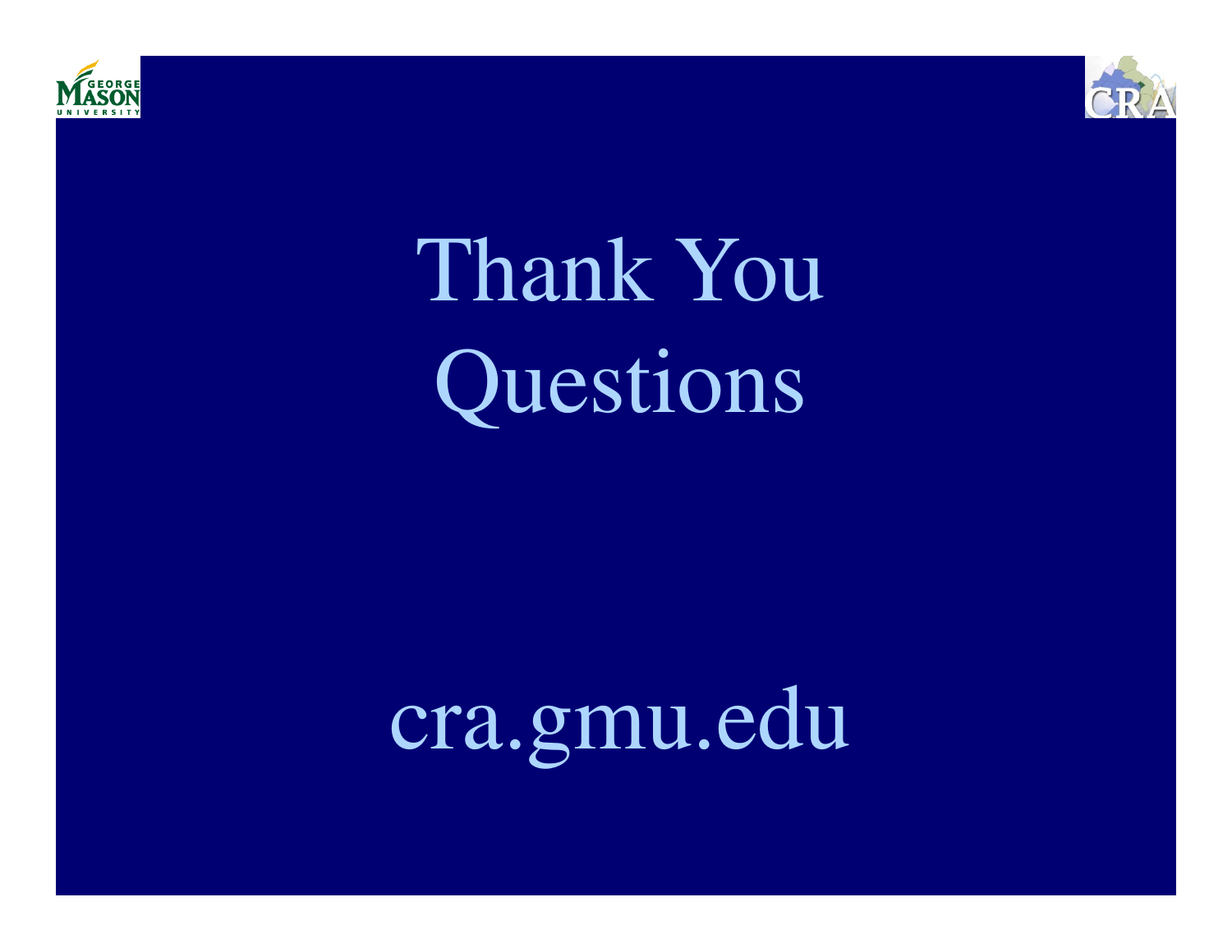# Thank You
# Questions

cra.gmu.edu